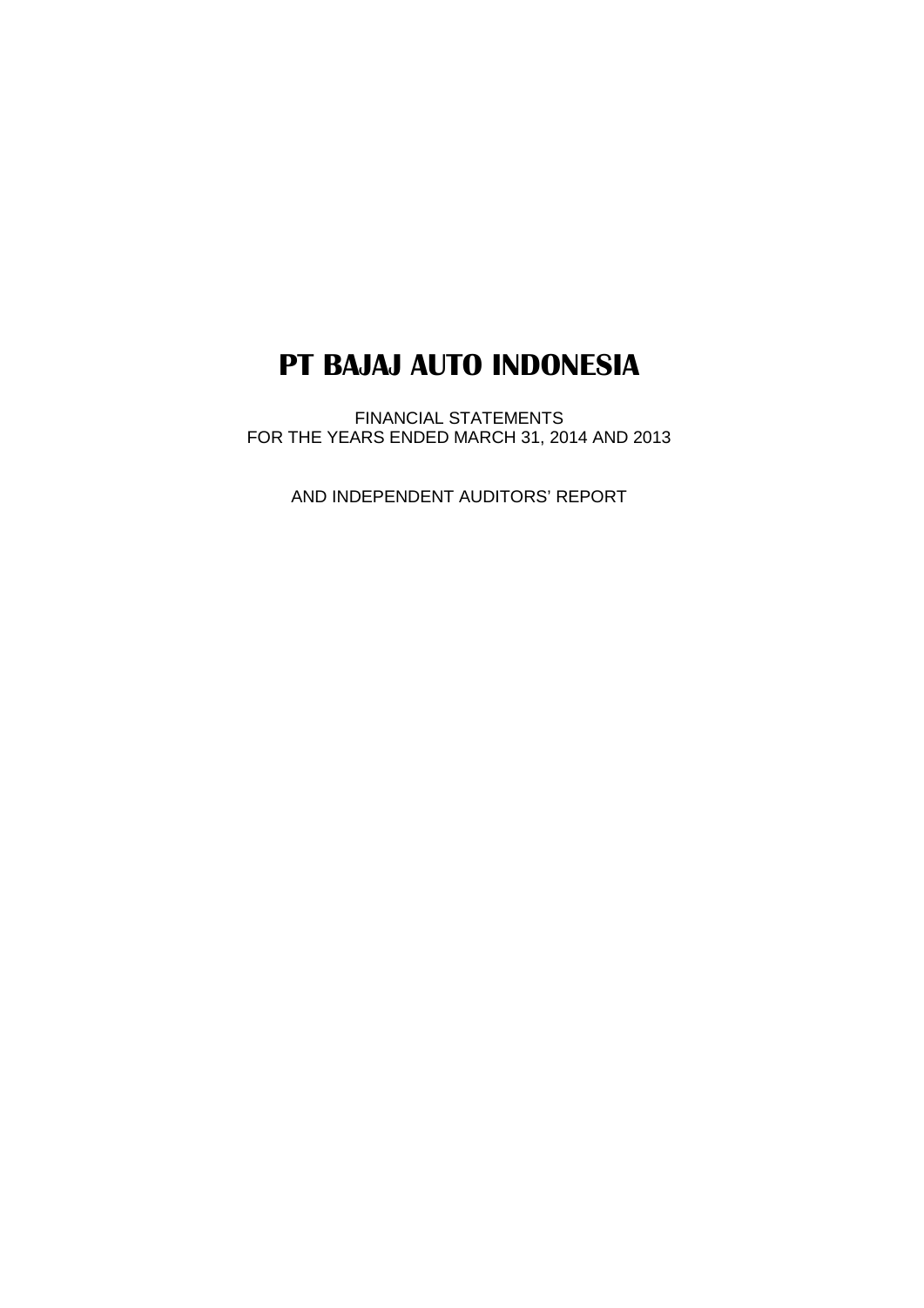# PT BAJAJ AUTO INDONESIA

FINANCIAL STATEMENTS
FOR THE YEARS ENDED MARCH 31, 2014 AND 2013

AND INDEPENDENT AUDITORS' REPORT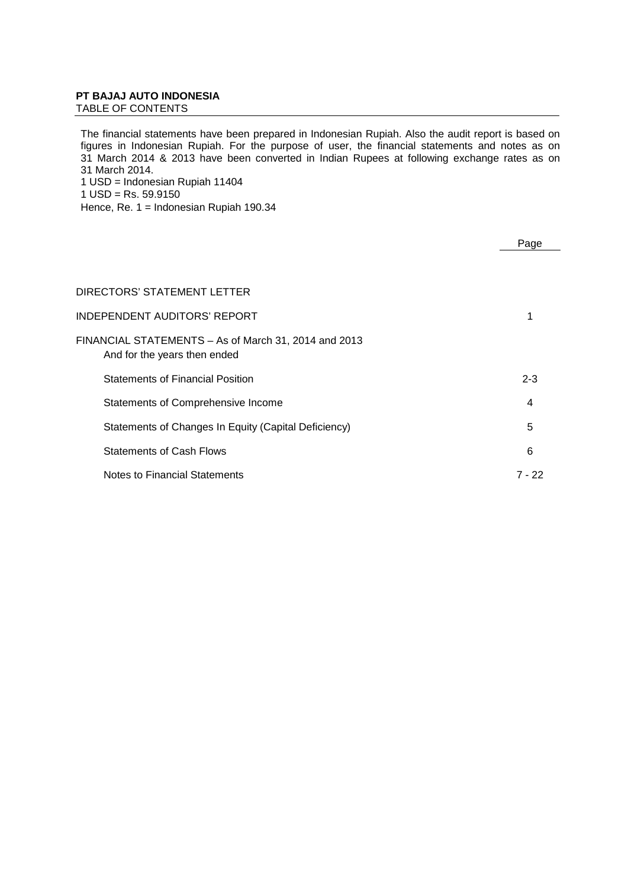**PT BAJAJ AUTO INDONESIA**
TABLE OF CONTENTS

The financial statements have been prepared in Indonesian Rupiah. Also the audit report is based on figures in Indonesian Rupiah. For the purpose of user, the financial statements and notes as on 31 March 2014 & 2013 have been converted in Indian Rupees at following exchange rates as on 31 March 2014.
1 USD = Indonesian Rupiah 11404
1 USD = Rs. 59.9150
Hence, Re. 1 = Indonesian Rupiah 190.34

| | Page |
|---|---|
| DIRECTORS' STATEMENT LETTER | |
| INDEPENDENT AUDITORS' REPORT | 1 |
| FINANCIAL STATEMENTS – As of March 31, 2014 and 2013<br>And for the years then ended | |
| Statements of Financial Position | 2-3 |
| Statements of Comprehensive Income | 4 |
| Statements of Changes In Equity (Capital Deficiency) | 5 |
| Statements of Cash Flows | 6 |
| Notes to Financial Statements | 7 - 22 |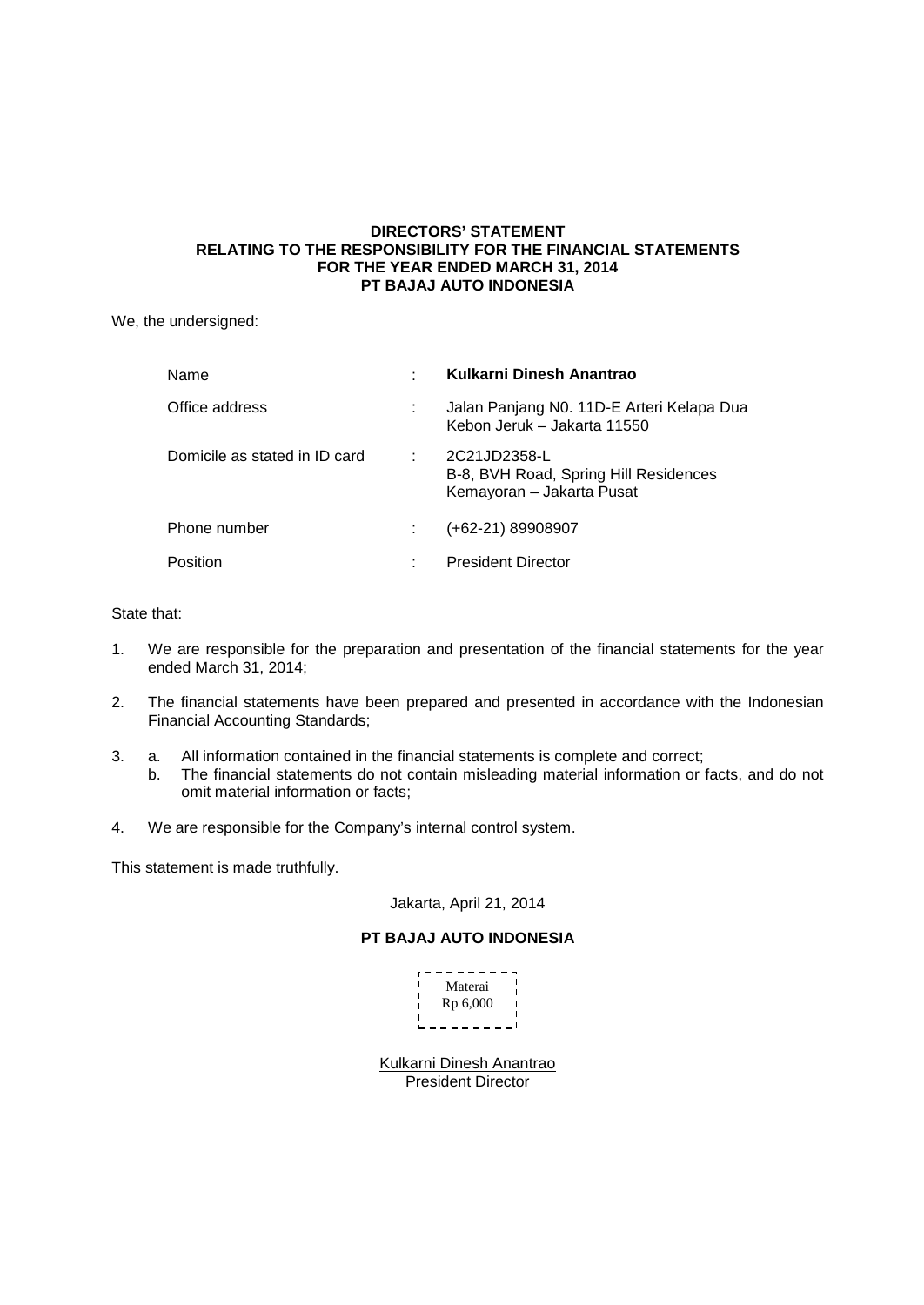**DIRECTORS' STATEMENT**
**RELATING TO THE RESPONSIBILITY FOR THE FINANCIAL STATEMENTS**
**FOR THE YEAR ENDED MARCH 31, 2014**
**PT BAJAJ AUTO INDONESIA**

We, the undersigned:

| | | |
|---|---|---|
| Name | : | **Kulkarni Dinesh Anantrao** |
| Office address | : | Jalan Panjang N0. 11D-E Arteri Kelapa Dua Kebon Jeruk – Jakarta 11550 |
| Domicile as stated in ID card | : | 2C21JD2358-L B-8, BVH Road, Spring Hill Residences Kemayoran – Jakarta Pusat |
| Phone number | : | (+62-21) 89908907 |
| Position | : | President Director |

State that:

1. We are responsible for the preparation and presentation of the financial statements for the year ended March 31, 2014;
2. The financial statements have been prepared and presented in accordance with the Indonesian Financial Accounting Standards;
3. a. All information contained in the financial statements is complete and correct;
   b. The financial statements do not contain misleading material information or facts, and do not omit material information or facts;
4. We are responsible for the Company's internal control system.

This statement is made truthfully.

Jakarta, April 21, 2014

**PT BAJAJ AUTO INDONESIA**

Materai
Rp 6,000

Kulkarni Dinesh Anantrao
President Director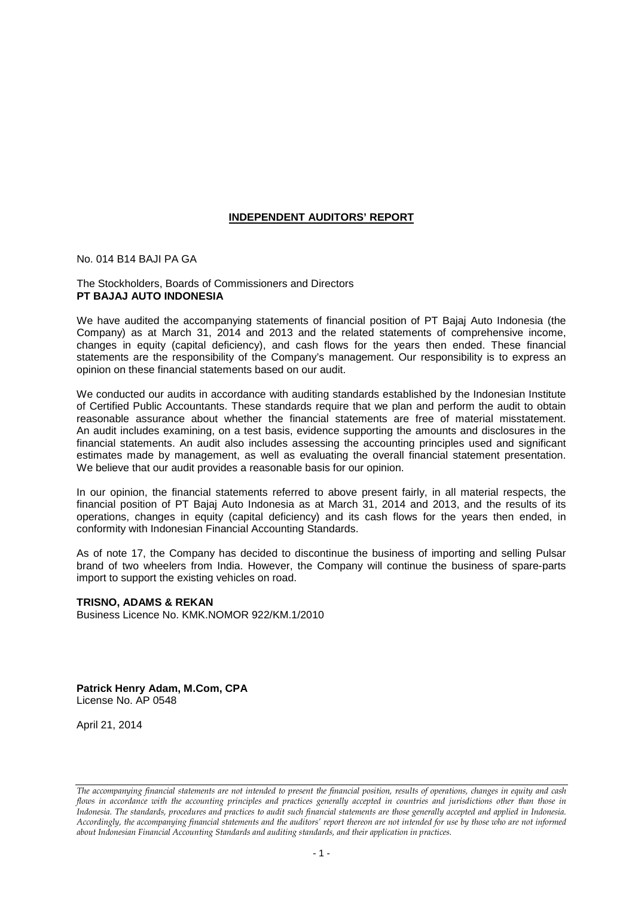# INDEPENDENT AUDITORS' REPORT

No. 014 B14 BAJI PA GA

The Stockholders, Boards of Commissioners and Directors
**PT BAJAJ AUTO INDONESIA**

We have audited the accompanying statements of financial position of PT Bajaj Auto Indonesia (the Company) as at March 31, 2014 and 2013 and the related statements of comprehensive income, changes in equity (capital deficiency), and cash flows for the years then ended. These financial statements are the responsibility of the Company's management. Our responsibility is to express an opinion on these financial statements based on our audit.

We conducted our audits in accordance with auditing standards established by the Indonesian Institute of Certified Public Accountants. These standards require that we plan and perform the audit to obtain reasonable assurance about whether the financial statements are free of material misstatement. An audit includes examining, on a test basis, evidence supporting the amounts and disclosures in the financial statements. An audit also includes assessing the accounting principles used and significant estimates made by management, as well as evaluating the overall financial statement presentation. We believe that our audit provides a reasonable basis for our opinion.

In our opinion, the financial statements referred to above present fairly, in all material respects, the financial position of PT Bajaj Auto Indonesia as at March 31, 2014 and 2013, and the results of its operations, changes in equity (capital deficiency) and its cash flows for the years then ended, in conformity with Indonesian Financial Accounting Standards.

As of note 17, the Company has decided to discontinue the business of importing and selling Pulsar brand of two wheelers from India. However, the Company will continue the business of spare-parts import to support the existing vehicles on road.

**TRISNO, ADAMS & REKAN**
Business Licence No. KMK.NOMOR 922/KM.1/2010

**Patrick Henry Adam, M.Com, CPA**
License No. AP 0548

April 21, 2014

*The accompanying financial statements are not intended to present the financial position, results of operations, changes in equity and cash flows in accordance with the accounting principles and practices generally accepted in countries and jurisdictions other than those in Indonesia. The standards, procedures and practices to audit such financial statements are those generally accepted and applied in Indonesia. Accordingly, the accompanying financial statements and the auditors' report thereon are not intended for use by those who are not informed about Indonesian Financial Accounting Standards and auditing standards, and their application in practices.*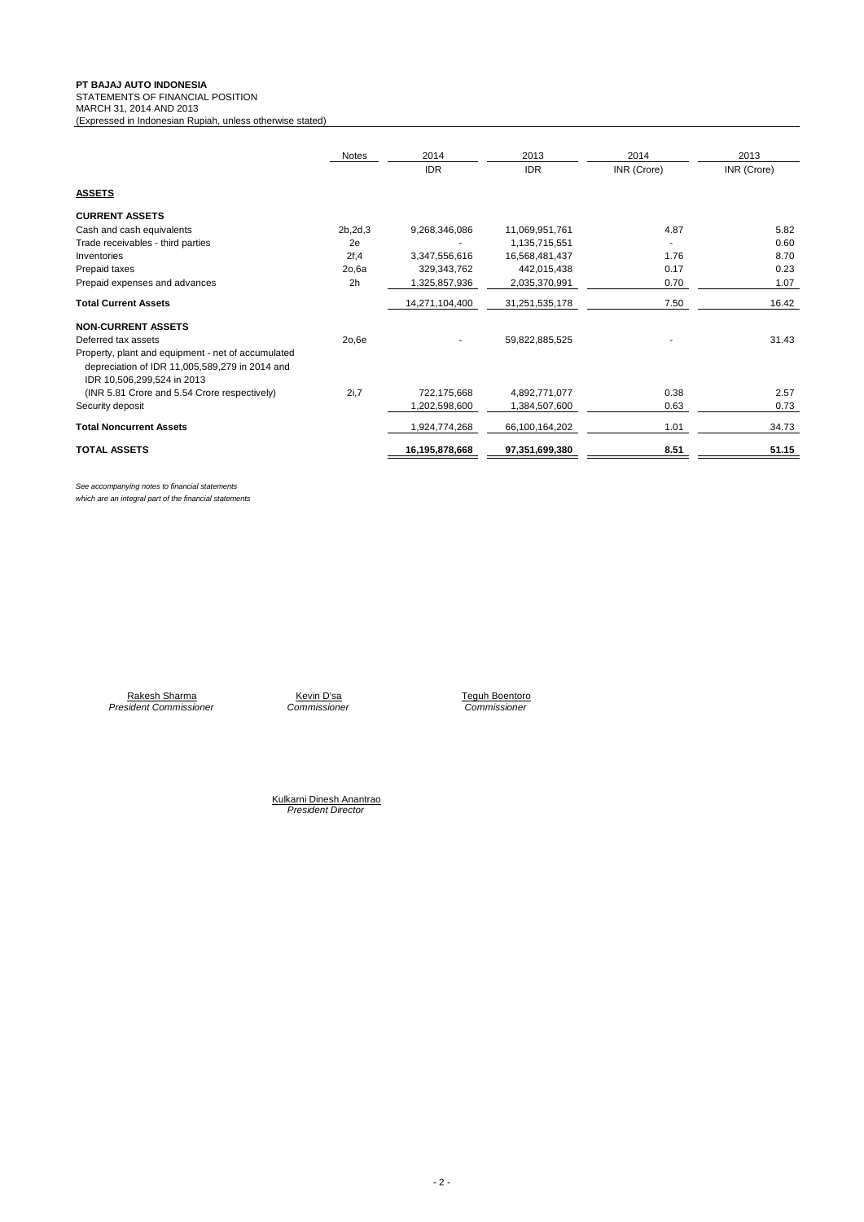**PT BAJAJ AUTO INDONESIA**
STATEMENTS OF FINANCIAL POSITION
MARCH 31, 2014 AND 2013
(Expressed in Indonesian Rupiah, unless otherwise stated)

| | Notes | 2014 | 2013 | 2014 | 2013 |
|---|---|---|---|---|---|
| | | IDR | IDR | INR (Crore) | INR (Crore) |
| **ASSETS** | | | | | |
| **CURRENT ASSETS** | | | | | |
| Cash and cash equivalents | 2b,2d,3 | 9,268,346,086 | 11,069,951,761 | 4.87 | 5.82 |
| Trade receivables - third parties | 2e | - | 1,135,715,551 | - | 0.60 |
| Inventories | 2f,4 | 3,347,556,616 | 16,568,481,437 | 1.76 | 8.70 |
| Prepaid taxes | 2o,6a | 329,343,762 | 442,015,438 | 0.17 | 0.23 |
| Prepaid expenses and advances | 2h | 1,325,857,936 | 2,035,370,991 | 0.70 | 1.07 |
| **Total Current Assets** | | 14,271,104,400 | 31,251,535,178 | 7.50 | 16.42 |
| **NON-CURRENT ASSETS** | | | | | |
| Deferred tax assets | 2o,6e | - | 59,822,885,525 | - | 31.43 |
| Property, plant and equipment - net of accumulated depreciation of IDR 11,005,589,279 in 2014 and IDR 10,506,299,524 in 2013 (INR 5.81 Crore and 5.54 Crore respectively) | 2i,7 | 722,175,668 | 4,892,771,077 | 0.38 | 2.57 |
| Security deposit | | 1,202,598,600 | 1,384,507,600 | 0.63 | 0.73 |
| **Total Noncurrent Assets** | | 1,924,774,268 | 66,100,164,202 | 1.01 | 34.73 |
| **TOTAL ASSETS** | | **16,195,878,668** | **97,351,699,380** | **8.51** | **51.15** |

*See accompanying notes to financial statements which are an integral part of the financial statements*

Rakesh Sharma
*President Commissioner*

Kevin D'sa
*Commissioner*

Teguh Boentoro
*Commissioner*

Kulkarni Dinesh Anantrao
*President Director*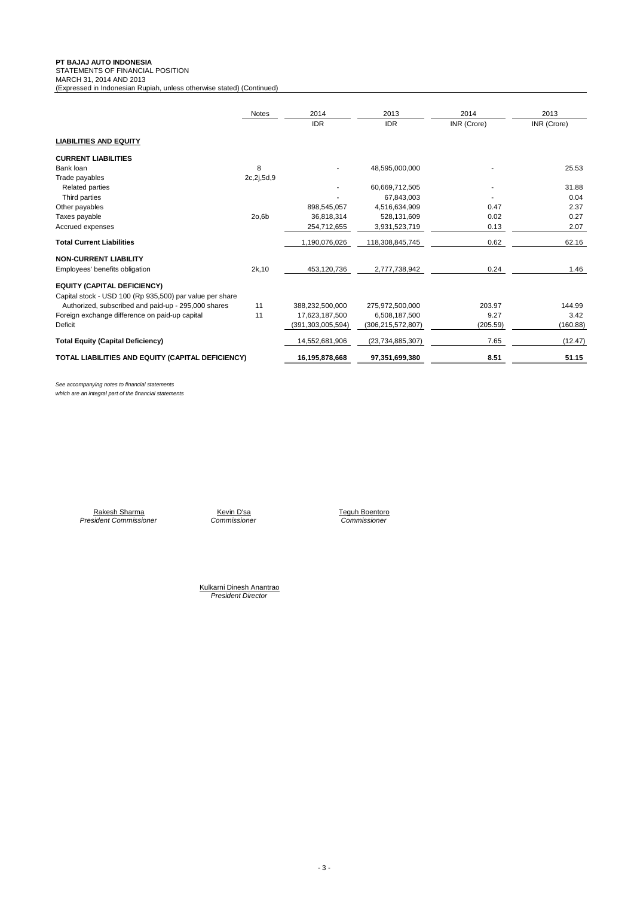**PT BAJAJ AUTO INDONESIA**
STATEMENTS OF FINANCIAL POSITION
MARCH 31, 2014 AND 2013
(Expressed in Indonesian Rupiah, unless otherwise stated) (Continued)

| | Notes | 2014 | 2013 | 2014 | 2013 |
|---|---|---|---|---|---|
| | | IDR | IDR | INR (Crore) | INR (Crore) |
| **LIABILITIES AND EQUITY** | | | | | |
| **CURRENT LIABILITIES** | | | | | |
| Bank loan | 8 | - | 48,595,000,000 | - | 25.53 |
| Trade payables | 2c,2j,5d,9 | | | | |
| Related parties | | - | 60,669,712,505 | - | 31.88 |
| Third parties | | - | 67,843,003 | - | 0.04 |
| Other payables | | 898,545,057 | 4,516,634,909 | 0.47 | 2.37 |
| Taxes payable | 2o,6b | 36,818,314 | 528,131,609 | 0.02 | 0.27 |
| Accrued expenses | | 254,712,655 | 3,931,523,719 | 0.13 | 2.07 |
| **Total Current Liabilities** | | 1,190,076,026 | 118,308,845,745 | 0.62 | 62.16 |
| **NON-CURRENT LIABILITY** | | | | | |
| Employees' benefits obligation | 2k,10 | 453,120,736 | 2,777,738,942 | 0.24 | 1.46 |
| **EQUITY (CAPITAL DEFICIENCY)** | | | | | |
| Capital stock - USD 100 (Rp 935,500) par value per share | | | | | |
| Authorized, subscribed and paid-up - 295,000 shares | 11 | 388,232,500,000 | 275,972,500,000 | 203.97 | 144.99 |
| Foreign exchange difference on paid-up capital | 11 | 17,623,187,500 | 6,508,187,500 | 9.27 | 3.42 |
| Deficit | | (391,303,005,594) | (306,215,572,807) | (205.59) | (160.88) |
| **Total Equity (Capital Deficiency)** | | 14,552,681,906 | (23,734,885,307) | 7.65 | (12.47) |
| **TOTAL LIABILITIES AND EQUITY (CAPITAL DEFICIENCY)** | | **16,195,878,668** | **97,351,699,380** | **8.51** | **51.15** |

*See accompanying notes to financial statements which are an integral part of the financial statements*

Rakesh Sharma
*President Commissioner*

Kevin D'sa
*Commissioner*

Teguh Boentoro
*Commissioner*

Kulkarni Dinesh Anantrao
*President Director*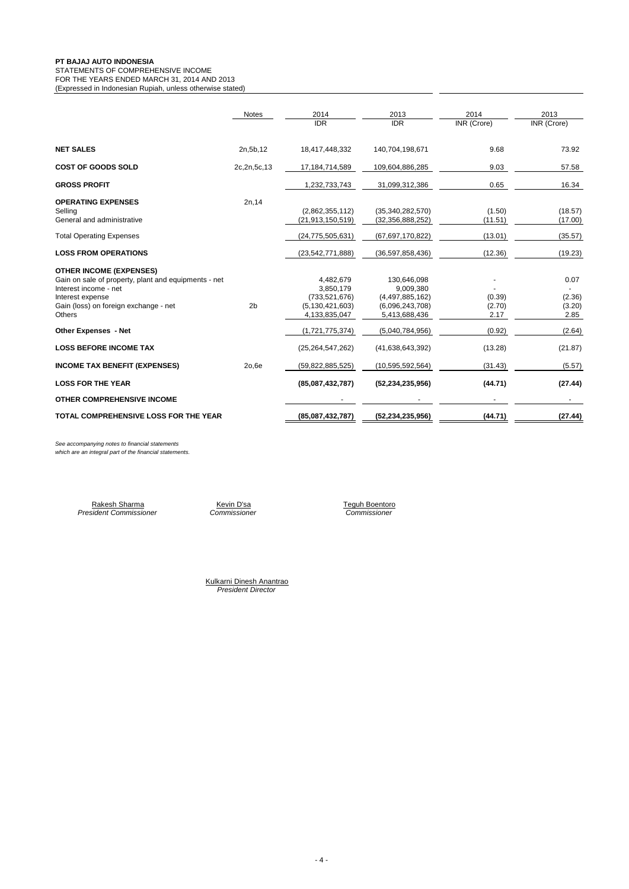**PT BAJAJ AUTO INDONESIA**
STATEMENTS OF COMPREHENSIVE INCOME
FOR THE YEARS ENDED MARCH 31, 2014 AND 2013
(Expressed in Indonesian Rupiah, unless otherwise stated)

| | Notes | 2014 IDR | 2013 IDR | 2014 INR (Crore) | 2013 INR (Crore) |
|---|---|---|---|---|---|
| **NET SALES** | 2n,5b,12 | 18,417,448,332 | 140,704,198,671 | 9.68 | 73.92 |
| **COST OF GOODS SOLD** | 2c,2n,5c,13 | 17,184,714,589 | 109,604,886,285 | 9.03 | 57.58 |
| **GROSS PROFIT** | | 1,232,733,743 | 31,099,312,386 | 0.65 | 16.34 |
| **OPERATING EXPENSES** | 2n,14 | | | | |
| Selling | | (2,862,355,112) | (35,340,282,570) | (1.50) | (18.57) |
| General and administrative | | (21,913,150,519) | (32,356,888,252) | (11.51) | (17.00) |
| Total Operating Expenses | | (24,775,505,631) | (67,697,170,822) | (13.01) | (35.57) |
| **LOSS FROM OPERATIONS** | | (23,542,771,888) | (36,597,858,436) | (12.36) | (19.23) |
| **OTHER INCOME (EXPENSES)** | | | | | |
| Gain on sale of property, plant and equipments - net | | 4,482,679 | 130,646,098 | - | 0.07 |
| Interest income - net | | 3,850,179 | 9,009,380 | - | - |
| Interest expense | | (733,521,676) | (4,497,885,162) | (0.39) | (2.36) |
| Gain (loss) on foreign exchange - net | 2b | (5,130,421,603) | (6,096,243,708) | (2.70) | (3.20) |
| Others | | 4,133,835,047 | 5,413,688,436 | 2.17 | 2.85 |
| **Other Expenses - Net** | | (1,721,775,374) | (5,040,784,956) | (0.92) | (2.64) |
| **LOSS BEFORE INCOME TAX** | | (25,264,547,262) | (41,638,643,392) | (13.28) | (21.87) |
| **INCOME TAX BENEFIT (EXPENSES)** | 2o,6e | (59,822,885,525) | (10,595,592,564) | (31.43) | (5.57) |
| **LOSS FOR THE YEAR** | | **(85,087,432,787)** | **(52,234,235,956)** | **(44.71)** | **(27.44)** |
| **OTHER COMPREHENSIVE INCOME** | | - | - | - | - |
| **TOTAL COMPREHENSIVE LOSS FOR THE YEAR** | | **(85,087,432,787)** | **(52,234,235,956)** | **(44.71)** | **(27.44)** |

*See accompanying notes to financial statements which are an integral part of the financial statements.*

Rakesh Sharma
*President Commissioner*

Kevin D'sa
*Commissioner*

Teguh Boentoro
*Commissioner*

Kulkarni Dinesh Anantrao
*President Director*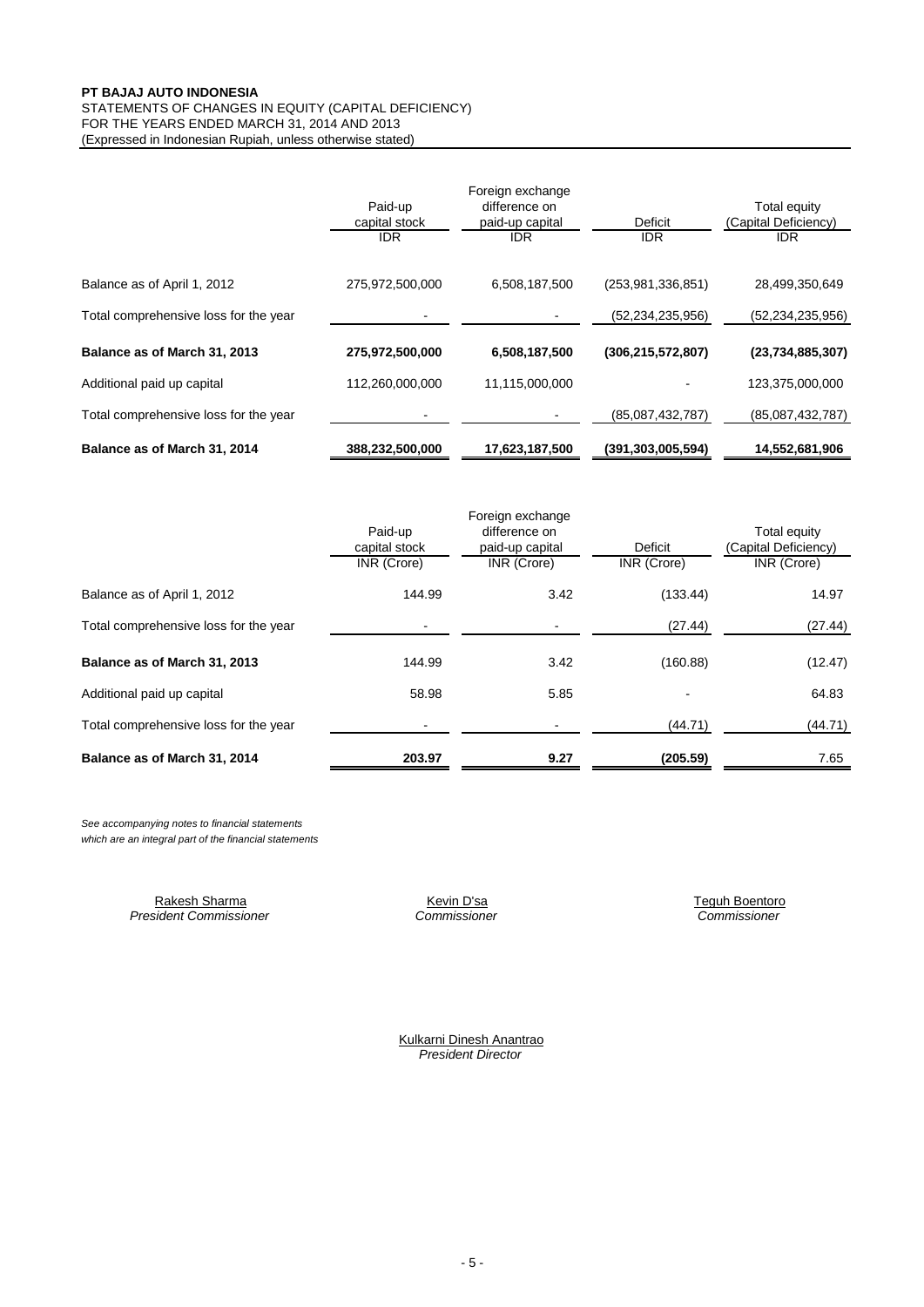**PT BAJAJ AUTO INDONESIA**
STATEMENTS OF CHANGES IN EQUITY (CAPITAL DEFICIENCY)
FOR THE YEARS ENDED MARCH 31, 2014 AND 2013
(Expressed in Indonesian Rupiah, unless otherwise stated)

| | Paid-up capital stock | Foreign exchange difference on paid-up capital | Deficit | Total equity (Capital Deficiency) |
|---|---|---|---|---|
| | IDR | IDR | IDR | IDR |
| Balance as of April 1, 2012 | 275,972,500,000 | 6,508,187,500 | (253,981,336,851) | 28,499,350,649 |
| Total comprehensive loss for the year | - | - | (52,234,235,956) | (52,234,235,956) |
| **Balance as of March 31, 2013** | **275,972,500,000** | **6,508,187,500** | **(306,215,572,807)** | **(23,734,885,307)** |
| Additional paid up capital | 112,260,000,000 | 11,115,000,000 | - | 123,375,000,000 |
| Total comprehensive loss for the year | - | - | (85,087,432,787) | (85,087,432,787) |
| **Balance as of March 31, 2014** | **388,232,500,000** | **17,623,187,500** | **(391,303,005,594)** | **14,552,681,906** |

| | Paid-up capital stock | Foreign exchange difference on paid-up capital | Deficit | Total equity (Capital Deficiency) |
|---|---|---|---|---|
| | INR (Crore) | INR (Crore) | INR (Crore) | INR (Crore) |
| Balance as of April 1, 2012 | 144.99 | 3.42 | (133.44) | 14.97 |
| Total comprehensive loss for the year | - | - | (27.44) | (27.44) |
| **Balance as of March 31, 2013** | 144.99 | 3.42 | (160.88) | (12.47) |
| Additional paid up capital | 58.98 | 5.85 | - | 64.83 |
| Total comprehensive loss for the year | - | - | (44.71) | (44.71) |
| **Balance as of March 31, 2014** | **203.97** | **9.27** | **(205.59)** | 7.65 |

*See accompanying notes to financial statements which are an integral part of the financial statements*

Rakesh Sharma
*President Commissioner*

Kevin D'sa
*Commissioner*

Teguh Boentoro
*Commissioner*

Kulkarni Dinesh Anantrao
*President Director*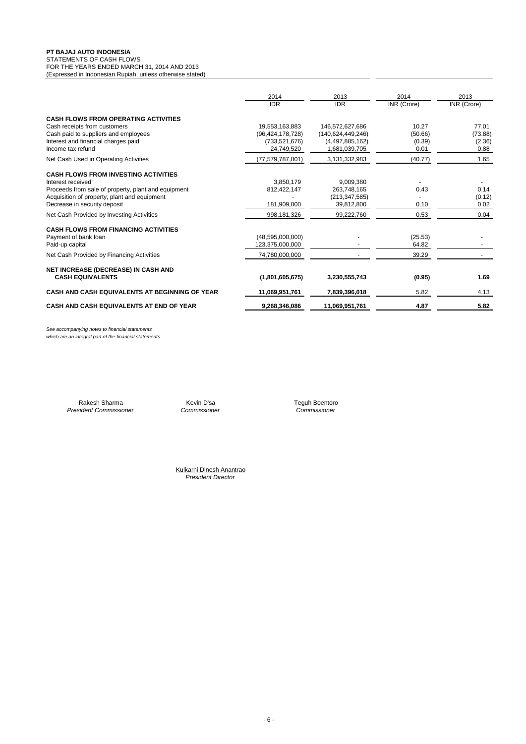**PT BAJAJ AUTO INDONESIA**
STATEMENTS OF CASH FLOWS
FOR THE YEARS ENDED MARCH 31, 2014 AND 2013
(Expressed in Indonesian Rupiah, unless otherwise stated)

| | 2014 | 2013 | 2014 | 2013 |
|---|---|---|---|---|
| | IDR | IDR | INR (Crore) | INR (Crore) |
| **CASH FLOWS FROM OPERATING ACTIVITIES** | | | | |
| Cash receipts from customers | 19,553,163,883 | 146,572,627,686 | 10.27 | 77.01 |
| Cash paid to suppliers and employees | (96,424,178,728) | (140,624,449,246) | (50.66) | (73.88) |
| Interest and financial charges paid | (733,521,676) | (4,497,885,162) | (0.39) | (2.36) |
| Income tax refund | 24,749,520 | 1,681,039,705 | 0.01 | 0.88 |
| Net Cash Used in Operating Activities | (77,579,787,001) | 3,131,332,983 | (40.77) | 1.65 |
| **CASH FLOWS FROM INVESTING ACTIVITIES** | | | | |
| Interest received | 3,850,179 | 9,009,380 | - | - |
| Proceeds from sale of property, plant and equipment | 812,422,147 | 263,748,165 | 0.43 | 0.14 |
| Acquisition of property, plant and equipment | - | (213,347,585) | - | (0.12) |
| Decrease in security deposit | 181,909,000 | 39,812,800 | 0.10 | 0.02 |
| Net Cash Provided by Investing Activities | 998,181,326 | 99,222,760 | 0.53 | 0.04 |
| **CASH FLOWS FROM FINANCING ACTIVITIES** | | | | |
| Payment of bank loan | (48,595,000,000) | - | (25.53) | - |
| Paid-up capital | 123,375,000,000 | - | 64.82 | - |
| Net Cash Provided by Financing Activities | 74,780,000,000 | - | 39.29 | - |
| **NET INCREASE (DECREASE) IN CASH AND CASH EQUIVALENTS** | **(1,801,605,675)** | **3,230,555,743** | **(0.95)** | **1.69** |
| **CASH AND CASH EQUIVALENTS AT BEGINNING OF YEAR** | **11,069,951,761** | **7,839,396,018** | 5.82 | 4.13 |
| **CASH AND CASH EQUIVALENTS AT END OF YEAR** | **9,268,346,086** | **11,069,951,761** | **4.87** | **5.82** |

*See accompanying notes to financial statements which are an integral part of the financial statements*

Rakesh Sharma
*President Commissioner*

Kevin D'sa
*Commissioner*

Teguh Boentoro
*Commissioner*

Kulkarni Dinesh Anantrao
*President Director*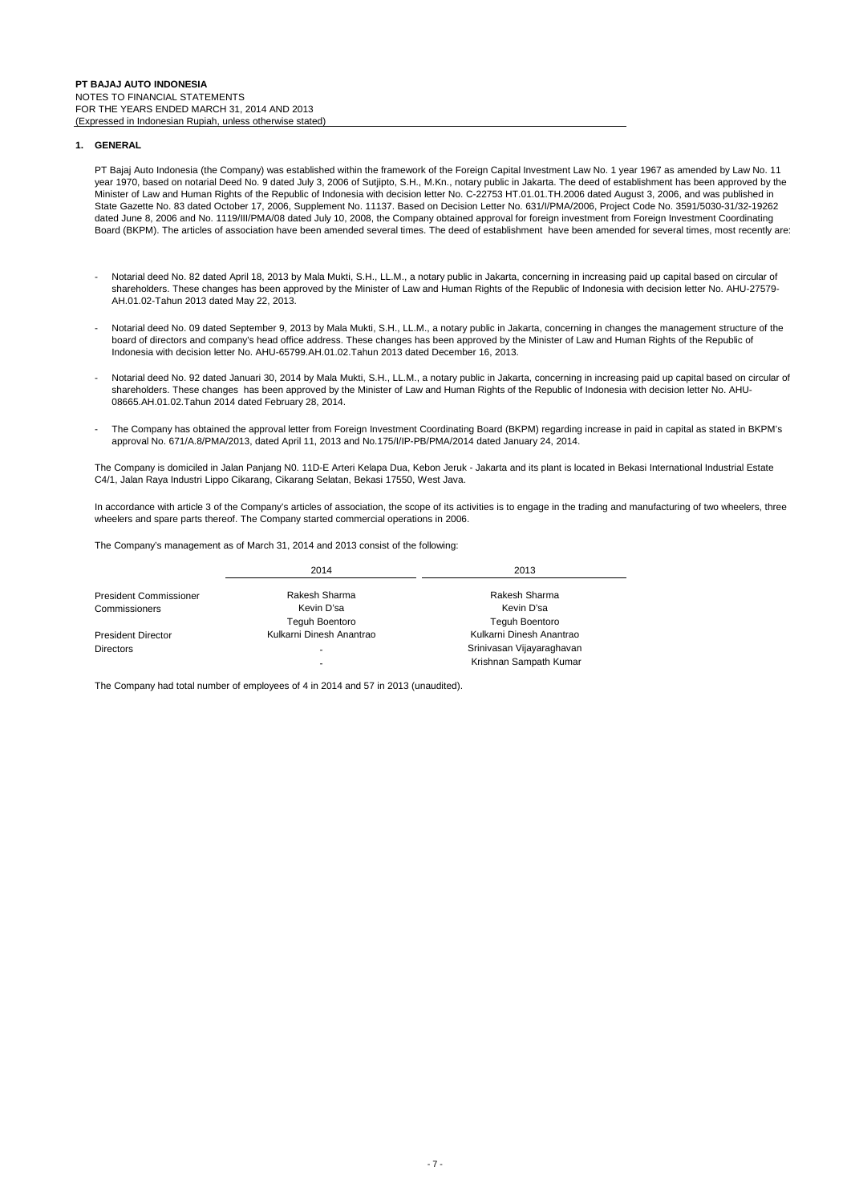**PT BAJAJ AUTO INDONESIA**
NOTES TO FINANCIAL STATEMENTS
FOR THE YEARS ENDED MARCH 31, 2014 AND 2013
(Expressed in Indonesian Rupiah, unless otherwise stated)

## 1. GENERAL

PT Bajaj Auto Indonesia (the Company) was established within the framework of the Foreign Capital Investment Law No. 1 year 1967 as amended by Law No. 11 year 1970, based on notarial Deed No. 9 dated July 3, 2006 of Sutjipto, S.H., M.Kn., notary public in Jakarta. The deed of establishment has been approved by the Minister of Law and Human Rights of the Republic of Indonesia with decision letter No. C-22753 HT.01.01.TH.2006 dated August 3, 2006, and was published in State Gazette No. 83 dated October 17, 2006, Supplement No. 11137. Based on Decision Letter No. 631/I/PMA/2006, Project Code No. 3591/5030-31/32-19262 dated June 8, 2006 and No. 1119/III/PMA/08 dated July 10, 2008, the Company obtained approval for foreign investment from Foreign Investment Coordinating Board (BKPM). The articles of association have been amended several times. The deed of establishment have been amended for several times, most recently are:

- Notarial deed No. 82 dated April 18, 2013 by Mala Mukti, S.H., LL.M., a notary public in Jakarta, concerning in increasing paid up capital based on circular of shareholders. These changes has been approved by the Minister of Law and Human Rights of the Republic of Indonesia with decision letter No. AHU-27579-AH.01.02-Tahun 2013 dated May 22, 2013.

- Notarial deed No. 09 dated September 9, 2013 by Mala Mukti, S.H., LL.M., a notary public in Jakarta, concerning in changes the management structure of the board of directors and company's head office address. These changes has been approved by the Minister of Law and Human Rights of the Republic of Indonesia with decision letter No. AHU-65799.AH.01.02.Tahun 2013 dated December 16, 2013.

- Notarial deed No. 92 dated Januari 30, 2014 by Mala Mukti, S.H., LL.M., a notary public in Jakarta, concerning in increasing paid up capital based on circular of shareholders. These changes has been approved by the Minister of Law and Human Rights of the Republic of Indonesia with decision letter No. AHU-08665.AH.01.02.Tahun 2014 dated February 28, 2014.

- The Company has obtained the approval letter from Foreign Investment Coordinating Board (BKPM) regarding increase in paid in capital as stated in BKPM's approval No. 671/A.8/PMA/2013, dated April 11, 2013 and No.175/I/IP-PB/PMA/2014 dated January 24, 2014.

The Company is domiciled in Jalan Panjang N0. 11D-E Arteri Kelapa Dua, Kebon Jeruk - Jakarta and its plant is located in Bekasi International Industrial Estate C4/1, Jalan Raya Industri Lippo Cikarang, Cikarang Selatan, Bekasi 17550, West Java.

In accordance with article 3 of the Company's articles of association, the scope of its activities is to engage in the trading and manufacturing of two wheelers, three wheelers and spare parts thereof. The Company started commercial operations in 2006.

The Company's management as of March 31, 2014 and 2013 consist of the following:

| | 2014 | 2013 |
|---|---|---|
| President Commissioner | Rakesh Sharma | Rakesh Sharma |
| Commissioners | Kevin D'sa | Kevin D'sa |
| | Teguh Boentoro | Teguh Boentoro |
| President Director | Kulkarni Dinesh Anantrao | Kulkarni Dinesh Anantrao |
| Directors | - | Srinivasan Vijayaraghavan |
| | - | Krishnan Sampath Kumar |

The Company had total number of employees of 4 in 2014 and 57 in 2013 (unaudited).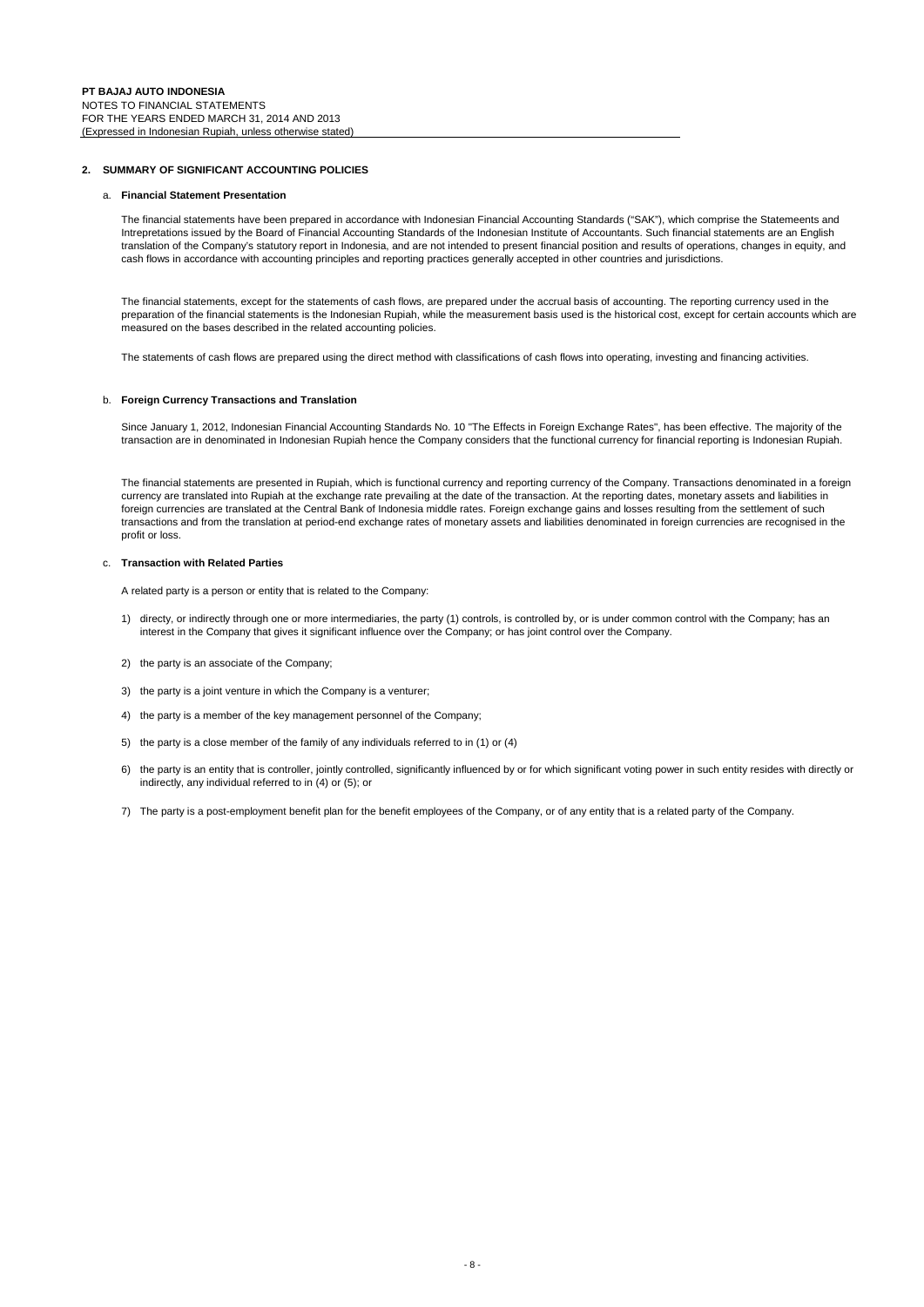## 2. SUMMARY OF SIGNIFICANT ACCOUNTING POLICIES

### a. Financial Statement Presentation

The financial statements have been prepared in accordance with Indonesian Financial Accounting Standards ("SAK"), which comprise the Statemeents and Intrepretations issued by the Board of Financial Accounting Standards of the Indonesian Institute of Accountants. Such financial statements are an English translation of the Company's statutory report in Indonesia, and are not intended to present financial position and results of operations, changes in equity, and cash flows in accordance with accounting principles and reporting practices generally accepted in other countries and jurisdictions.

The financial statements, except for the statements of cash flows, are prepared under the accrual basis of accounting. The reporting currency used in the preparation of the financial statements is the Indonesian Rupiah, while the measurement basis used is the historical cost, except for certain accounts which are measured on the bases described in the related accounting policies.

The statements of cash flows are prepared using the direct method with classifications of cash flows into operating, investing and financing activities.

### b. Foreign Currency Transactions and Translation

Since January 1, 2012, Indonesian Financial Accounting Standards No. 10 "The Effects in Foreign Exchange Rates", has been effective. The majority of the transaction are in denominated in Indonesian Rupiah hence the Company considers that the functional currency for financial reporting is Indonesian Rupiah.

The financial statements are presented in Rupiah, which is functional currency and reporting currency of the Company. Transactions denominated in a foreign currency are translated into Rupiah at the exchange rate prevailing at the date of the transaction. At the reporting dates, monetary assets and liabilities in foreign currencies are translated at the Central Bank of Indonesia middle rates. Foreign exchange gains and losses resulting from the settlement of such transactions and from the translation at period-end exchange rates of monetary assets and liabilities denominated in foreign currencies are recognised in the profit or loss.

### c. Transaction with Related Parties

A related party is a person or entity that is related to the Company:

1) directy, or indirectly through one or more intermediaries, the party (1) controls, is controlled by, or is under common control with the Company; has an interest in the Company that gives it significant influence over the Company; or has joint control over the Company.

2) the party is an associate of the Company;

3) the party is a joint venture in which the Company is a venturer;

4) the party is a member of the key management personnel of the Company;

5) the party is a close member of the family of any individuals referred to in (1) or (4)

6) the party is an entity that is controller, jointly controlled, significantly influenced by or for which significant voting power in such entity resides with directly or indirectly, any individual referred to in (4) or (5); or

7) The party is a post-employment benefit plan for the benefit employees of the Company, or of any entity that is a related party of the Company.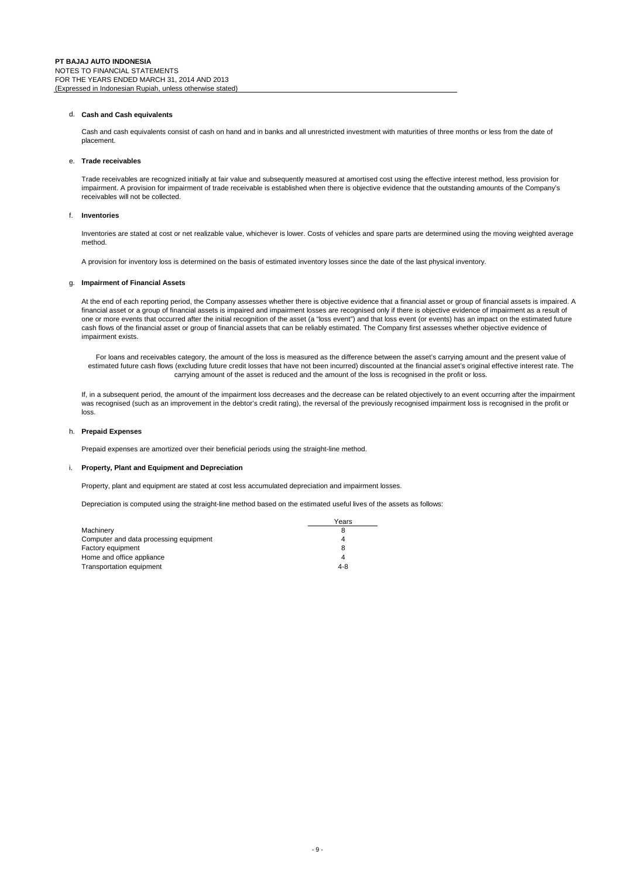**PT BAJAJ AUTO INDONESIA**
NOTES TO FINANCIAL STATEMENTS
FOR THE YEARS ENDED MARCH 31, 2014 AND 2013
(Expressed in Indonesian Rupiah, unless otherwise stated)

d. **Cash and Cash equivalents**

Cash and cash equivalents consist of cash on hand and in banks and all unrestricted investment with maturities of three months or less from the date of placement.

e. **Trade receivables**

Trade receivables are recognized initially at fair value and subsequently measured at amortised cost using the effective interest method, less provision for impairment. A provision for impairment of trade receivable is established when there is objective evidence that the outstanding amounts of the Company's receivables will not be collected.

f. **Inventories**

Inventories are stated at cost or net realizable value, whichever is lower. Costs of vehicles and spare parts are determined using the moving weighted average method.

A provision for inventory loss is determined on the basis of estimated inventory losses since the date of the last physical inventory.

g. **Impairment of Financial Assets**

At the end of each reporting period, the Company assesses whether there is objective evidence that a financial asset or group of financial assets is impaired. A financial asset or a group of financial assets is impaired and impairment losses are recognised only if there is objective evidence of impairment as a result of one or more events that occurred after the initial recognition of the asset (a "loss event") and that loss event (or events) has an impact on the estimated future cash flows of the financial asset or group of financial assets that can be reliably estimated. The Company first assesses whether objective evidence of impairment exists.

For loans and receivables category, the amount of the loss is measured as the difference between the asset's carrying amount and the present value of estimated future cash flows (excluding future credit losses that have not been incurred) discounted at the financial asset's original effective interest rate. The carrying amount of the asset is reduced and the amount of the loss is recognised in the profit or loss.

If, in a subsequent period, the amount of the impairment loss decreases and the decrease can be related objectively to an event occurring after the impairment was recognised (such as an improvement in the debtor's credit rating), the reversal of the previously recognised impairment loss is recognised in the profit or loss.

h. **Prepaid Expenses**

Prepaid expenses are amortized over their beneficial periods using the straight-line method.

i. **Property, Plant and Equipment and Depreciation**

Property, plant and equipment are stated at cost less accumulated depreciation and impairment losses.

Depreciation is computed using the straight-line method based on the estimated useful lives of the assets as follows:

| | Years |
|---|---|
| Machinery | 8 |
| Computer and data processing equipment | 4 |
| Factory equipment | 8 |
| Home and office appliance | 4 |
| Transportation equipment | 4-8 |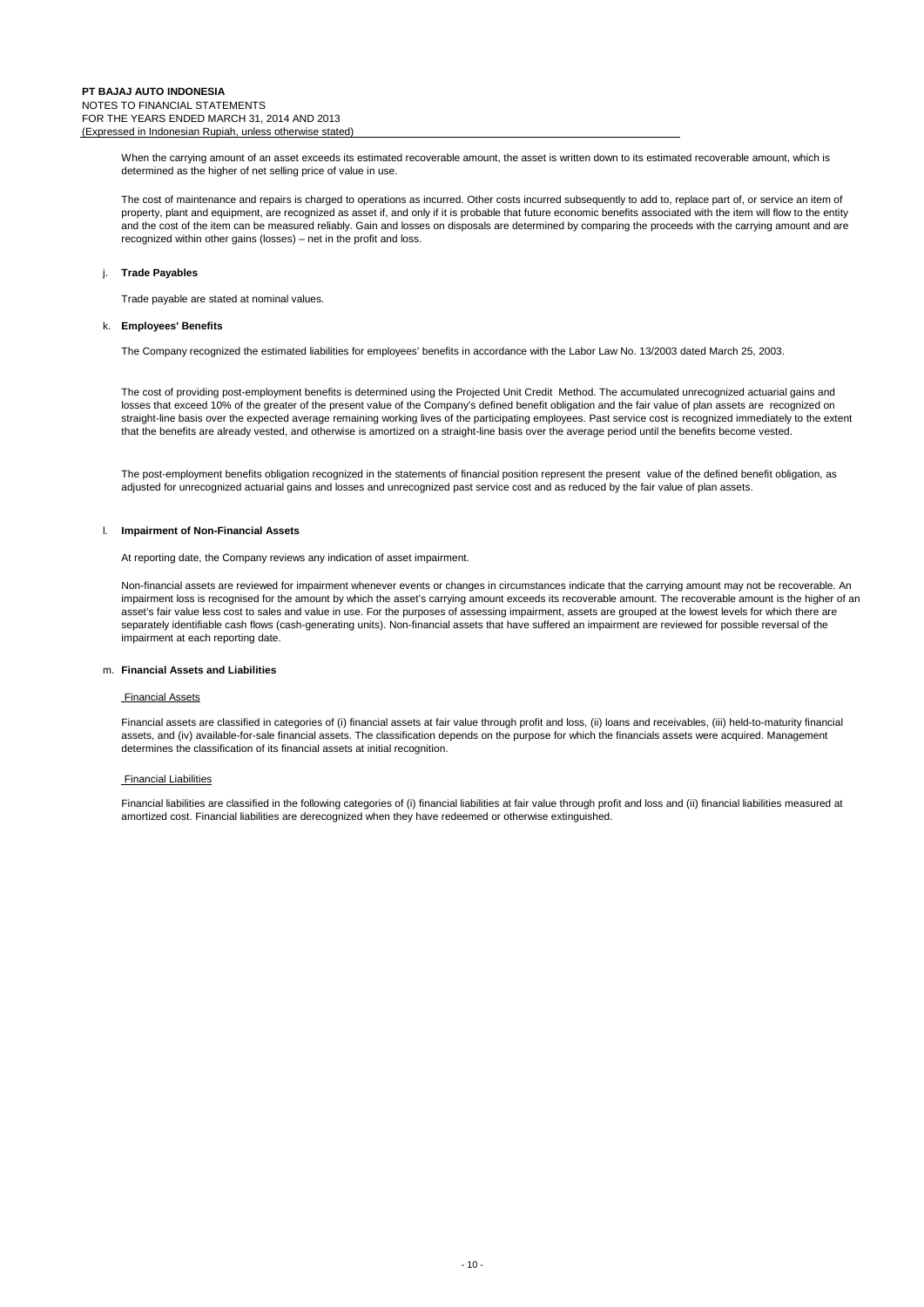When the carrying amount of an asset exceeds its estimated recoverable amount, the asset is written down to its estimated recoverable amount, which is determined as the higher of net selling price of value in use.

The cost of maintenance and repairs is charged to operations as incurred. Other costs incurred subsequently to add to, replace part of, or service an item of property, plant and equipment, are recognized as asset if, and only if it is probable that future economic benefits associated with the item will flow to the entity and the cost of the item can be measured reliably. Gain and losses on disposals are determined by comparing the proceeds with the carrying amount and are recognized within other gains (losses) – net in the profit and loss.

j. **Trade Payables**

Trade payable are stated at nominal values.

k. **Employees' Benefits**

The Company recognized the estimated liabilities for employees' benefits in accordance with the Labor Law No. 13/2003 dated March 25, 2003.

The cost of providing post-employment benefits is determined using the Projected Unit Credit Method. The accumulated unrecognized actuarial gains and losses that exceed 10% of the greater of the present value of the Company's defined benefit obligation and the fair value of plan assets are recognized on straight-line basis over the expected average remaining working lives of the participating employees. Past service cost is recognized immediately to the extent that the benefits are already vested, and otherwise is amortized on a straight-line basis over the average period until the benefits become vested.

The post-employment benefits obligation recognized in the statements of financial position represent the present value of the defined benefit obligation, as adjusted for unrecognized actuarial gains and losses and unrecognized past service cost and as reduced by the fair value of plan assets.

l. **Impairment of Non-Financial Assets**

At reporting date, the Company reviews any indication of asset impairment.

Non-financial assets are reviewed for impairment whenever events or changes in circumstances indicate that the carrying amount may not be recoverable. An impairment loss is recognised for the amount by which the asset's carrying amount exceeds its recoverable amount. The recoverable amount is the higher of an asset's fair value less cost to sales and value in use. For the purposes of assessing impairment, assets are grouped at the lowest levels for which there are separately identifiable cash flows (cash-generating units). Non-financial assets that have suffered an impairment are reviewed for possible reversal of the impairment at each reporting date.

m. **Financial Assets and Liabilities**

Financial Assets

Financial assets are classified in categories of (i) financial assets at fair value through profit and loss, (ii) loans and receivables, (iii) held-to-maturity financial assets, and (iv) available-for-sale financial assets. The classification depends on the purpose for which the financials assets were acquired. Management determines the classification of its financial assets at initial recognition.

Financial Liabilities

Financial liabilities are classified in the following categories of (i) financial liabilities at fair value through profit and loss and (ii) financial liabilities measured at amortized cost. Financial liabilities are derecognized when they have redeemed or otherwise extinguished.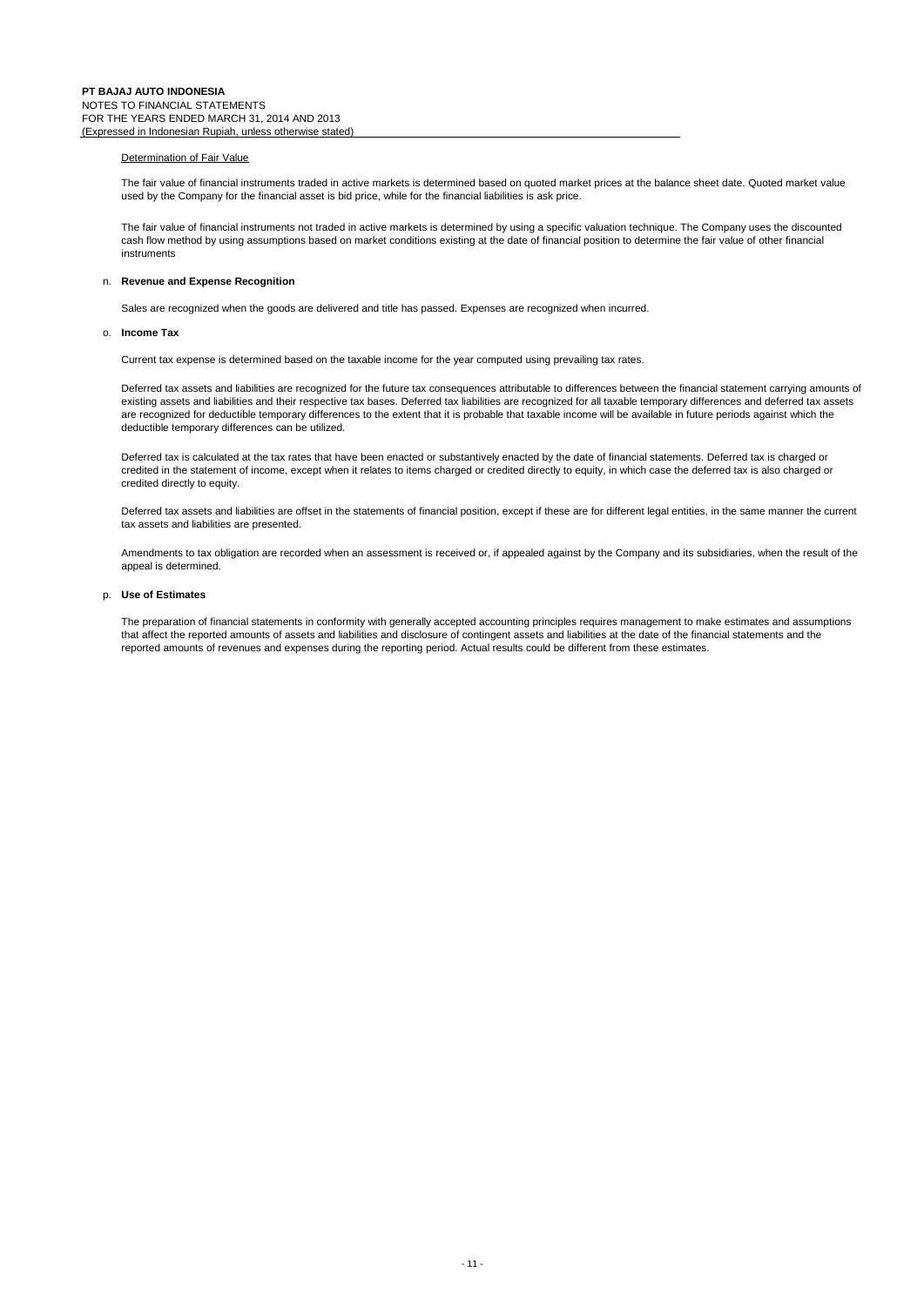Determination of Fair Value

The fair value of financial instruments traded in active markets is determined based on quoted market prices at the balance sheet date. Quoted market value used by the Company for the financial asset is bid price, while for the financial liabilities is ask price.

The fair value of financial instruments not traded in active markets is determined by using a specific valuation technique. The Company uses the discounted cash flow method by using assumptions based on market conditions existing at the date of financial position to determine the fair value of other financial instruments

n. **Revenue and Expense Recognition**

Sales are recognized when the goods are delivered and title has passed. Expenses are recognized when incurred.

o. **Income Tax**

Current tax expense is determined based on the taxable income for the year computed using prevailing tax rates.

Deferred tax assets and liabilities are recognized for the future tax consequences attributable to differences between the financial statement carrying amounts of existing assets and liabilities and their respective tax bases. Deferred tax liabilities are recognized for all taxable temporary differences and deferred tax assets are recognized for deductible temporary differences to the extent that it is probable that taxable income will be available in future periods against which the deductible temporary differences can be utilized.

Deferred tax is calculated at the tax rates that have been enacted or substantively enacted by the date of financial statements. Deferred tax is charged or credited in the statement of income, except when it relates to items charged or credited directly to equity, in which case the deferred tax is also charged or credited directly to equity.

Deferred tax assets and liabilities are offset in the statements of financial position, except if these are for different legal entities, in the same manner the current tax assets and liabilities are presented.

Amendments to tax obligation are recorded when an assessment is received or, if appealed against by the Company and its subsidiaries, when the result of the appeal is determined.

p. **Use of Estimates**

The preparation of financial statements in conformity with generally accepted accounting principles requires management to make estimates and assumptions that affect the reported amounts of assets and liabilities and disclosure of contingent assets and liabilities at the date of the financial statements and the reported amounts of revenues and expenses during the reporting period. Actual results could be different from these estimates.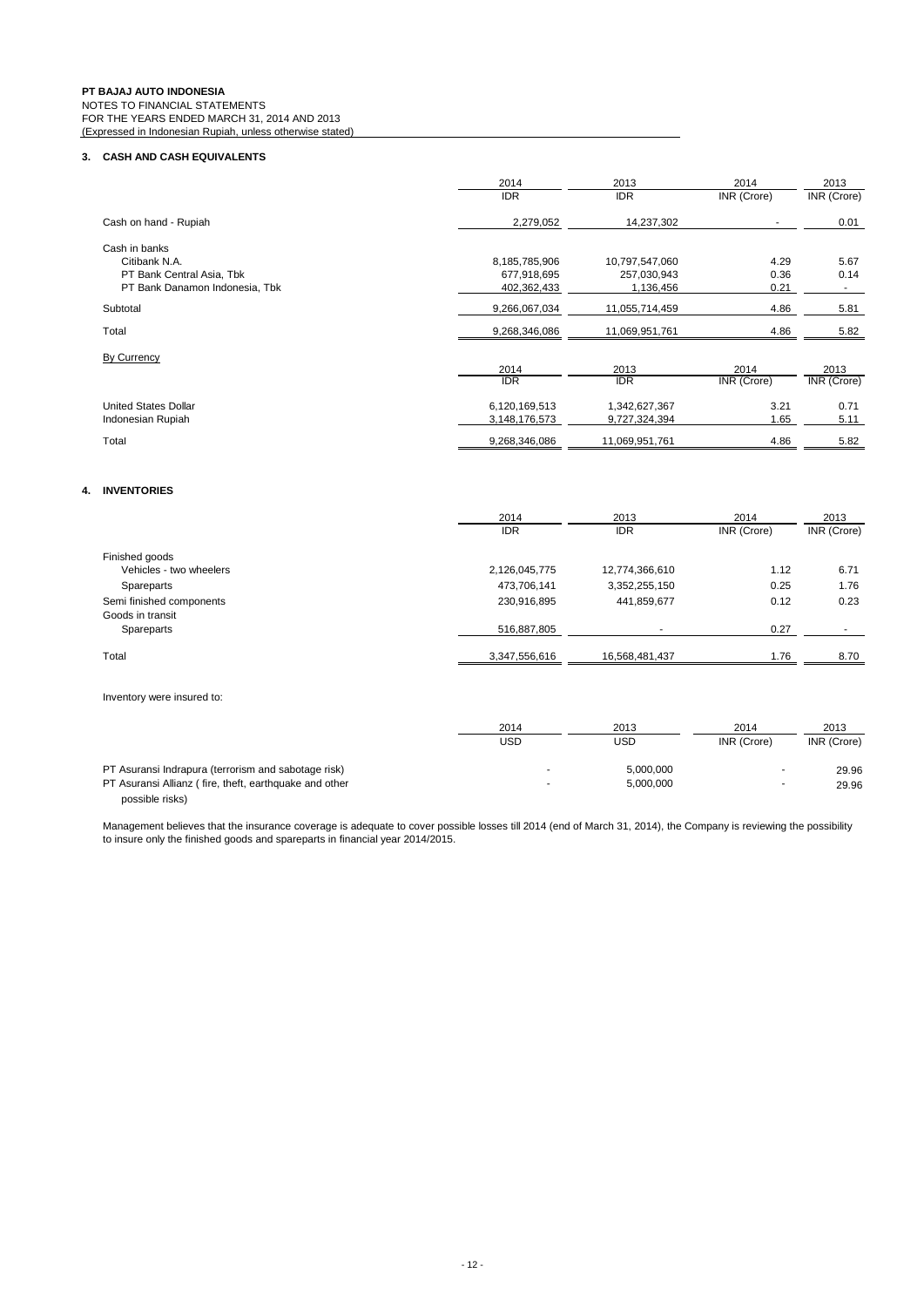**PT BAJAJ AUTO INDONESIA**
NOTES TO FINANCIAL STATEMENTS
FOR THE YEARS ENDED MARCH 31, 2014 AND 2013
(Expressed in Indonesian Rupiah, unless otherwise stated)

## 3. CASH AND CASH EQUIVALENTS

| | 2014 | 2013 | 2014 | 2013 |
|---|---|---|---|---|
| | IDR | IDR | INR (Crore) | INR (Crore) |
| Cash on hand - Rupiah | 2,279,052 | 14,237,302 | - | 0.01 |
| Cash in banks | | | | |
| Citibank N.A. | 8,185,785,906 | 10,797,547,060 | 4.29 | 5.67 |
| PT Bank Central Asia, Tbk | 677,918,695 | 257,030,943 | 0.36 | 0.14 |
| PT Bank Danamon Indonesia, Tbk | 402,362,433 | 1,136,456 | 0.21 | - |
| Subtotal | 9,266,067,034 | 11,055,714,459 | 4.86 | 5.81 |
| Total | 9,268,346,086 | 11,069,951,761 | 4.86 | 5.82 |

By Currency

| | 2014 | 2013 | 2014 | 2013 |
|---|---|---|---|---|
| | IDR | IDR | INR (Crore) | INR (Crore) |
| United States Dollar | 6,120,169,513 | 1,342,627,367 | 3.21 | 0.71 |
| Indonesian Rupiah | 3,148,176,573 | 9,727,324,394 | 1.65 | 5.11 |
| Total | 9,268,346,086 | 11,069,951,761 | 4.86 | 5.82 |

## 4. INVENTORIES

| | 2014 | 2013 | 2014 | 2013 |
|---|---|---|---|---|
| | IDR | IDR | INR (Crore) | INR (Crore) |
| Finished goods | | | | |
| Vehicles - two wheelers | 2,126,045,775 | 12,774,366,610 | 1.12 | 6.71 |
| Spareparts | 473,706,141 | 3,352,255,150 | 0.25 | 1.76 |
| Semi finished components | 230,916,895 | 441,859,677 | 0.12 | 0.23 |
| Goods in transit | | | | |
| Spareparts | 516,887,805 | - | 0.27 | - |
| Total | 3,347,556,616 | 16,568,481,437 | 1.76 | 8.70 |

Inventory were insured to:

| | 2014 | 2013 | 2014 | 2013 |
|---|---|---|---|---|
| | USD | USD | INR (Crore) | INR (Crore) |
| PT Asuransi Indrapura (terrorism and sabotage risk) | - | 5,000,000 | - | 29.96 |
| PT Asuransi Allianz ( fire, theft, earthquake and other possible risks) | - | 5,000,000 | - | 29.96 |

Management believes that the insurance coverage is adequate to cover possible losses till 2014 (end of March 31, 2014), the Company is reviewing the possibility to insure only the finished goods and spareparts in financial year 2014/2015.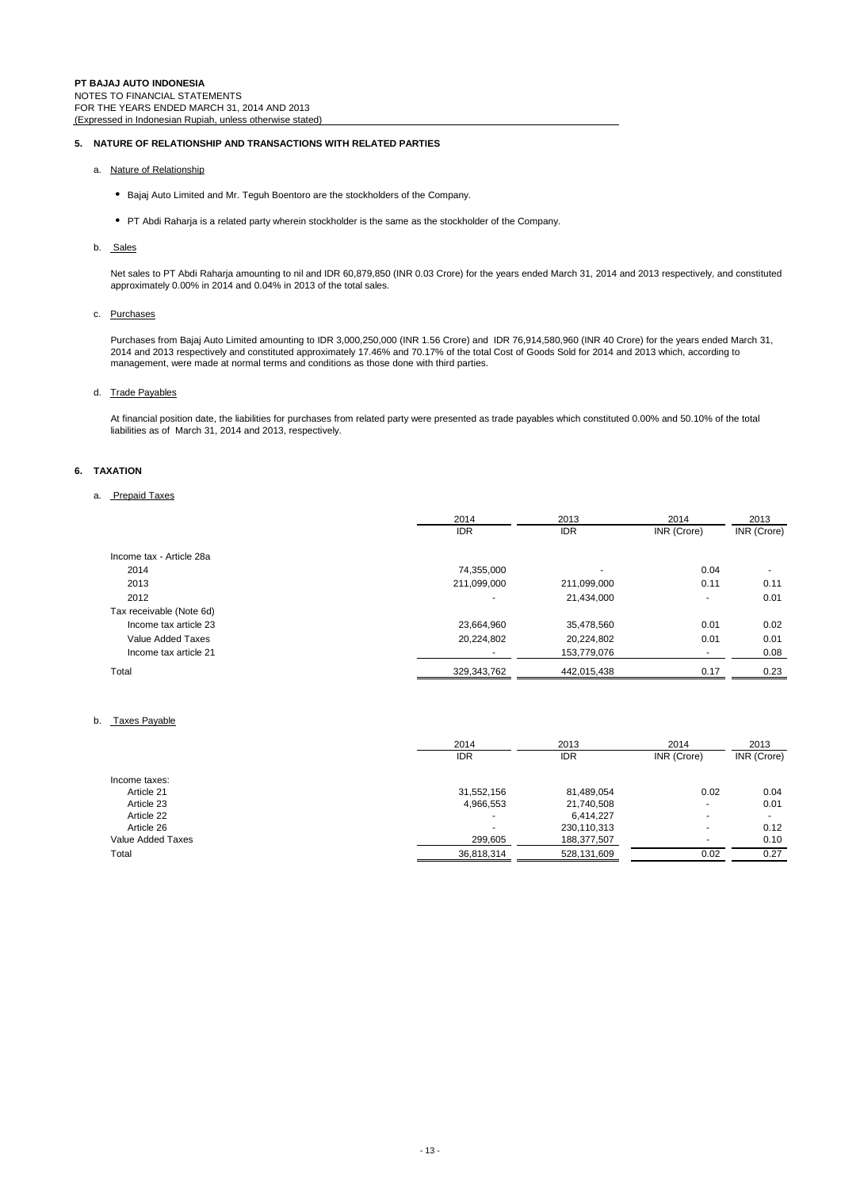**PT BAJAJ AUTO INDONESIA**
NOTES TO FINANCIAL STATEMENTS
FOR THE YEARS ENDED MARCH 31, 2014 AND 2013
(Expressed in Indonesian Rupiah, unless otherwise stated)

## 5. NATURE OF RELATIONSHIP AND TRANSACTIONS WITH RELATED PARTIES

### a. Nature of Relationship

- Bajaj Auto Limited and Mr. Teguh Boentoro are the stockholders of the Company.
- PT Abdi Raharja is a related party wherein stockholder is the same as the stockholder of the Company.

### b. Sales

Net sales to PT Abdi Raharja amounting to nil and IDR 60,879,850 (INR 0.03 Crore) for the years ended March 31, 2014 and 2013 respectively, and constituted approximately 0.00% in 2014 and 0.04% in 2013 of the total sales.

### c. Purchases

Purchases from Bajaj Auto Limited amounting to IDR 3,000,250,000 (INR 1.56 Crore) and IDR 76,914,580,960 (INR 40 Crore) for the years ended March 31, 2014 and 2013 respectively and constituted approximately 17.46% and 70.17% of the total Cost of Goods Sold for 2014 and 2013 which, according to management, were made at normal terms and conditions as those done with third parties.

### d. Trade Payables

At financial position date, the liabilities for purchases from related party were presented as trade payables which constituted 0.00% and 50.10% of the total liabilities as of March 31, 2014 and 2013, respectively.

## 6. TAXATION

### a. Prepaid Taxes

| | 2014 IDR | 2013 IDR | 2014 INR (Crore) | 2013 INR (Crore) |
|---|---|---|---|---|
| Income tax - Article 28a | | | | |
| 2014 | 74,355,000 | - | 0.04 | - |
| 2013 | 211,099,000 | 211,099,000 | 0.11 | 0.11 |
| 2012 | - | 21,434,000 | - | 0.01 |
| Tax receivable (Note 6d) | | | | |
| Income tax article 23 | 23,664,960 | 35,478,560 | 0.01 | 0.02 |
| Value Added Taxes | 20,224,802 | 20,224,802 | 0.01 | 0.01 |
| Income tax article 21 | - | 153,779,076 | - | 0.08 |
| Total | 329,343,762 | 442,015,438 | 0.17 | 0.23 |

### b. Taxes Payable

| | 2014 IDR | 2013 IDR | 2014 INR (Crore) | 2013 INR (Crore) |
|---|---|---|---|---|
| Income taxes: | | | | |
| Article 21 | 31,552,156 | 81,489,054 | 0.02 | 0.04 |
| Article 23 | 4,966,553 | 21,740,508 | - | 0.01 |
| Article 22 | - | 6,414,227 | - | - |
| Article 26 | - | 230,110,313 | - | 0.12 |
| Value Added Taxes | 299,605 | 188,377,507 | - | 0.10 |
| Total | 36,818,314 | 528,131,609 | 0.02 | 0.27 |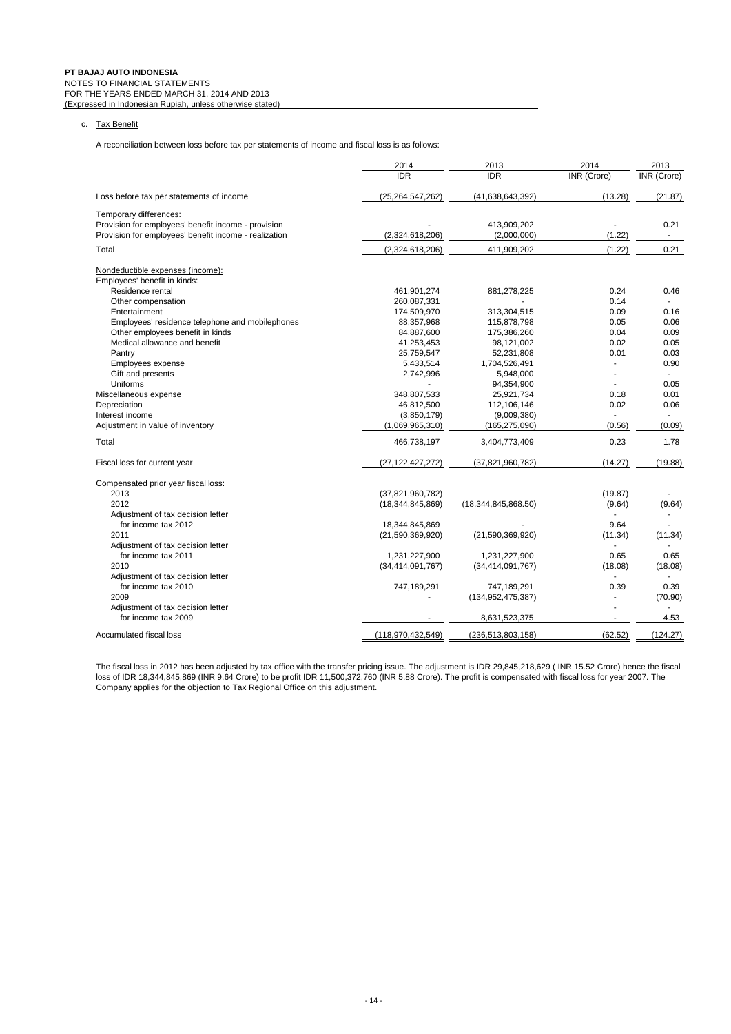c. Tax Benefit

A reconciliation between loss before tax per statements of income and fiscal loss is as follows:

| | 2014 IDR | 2013 IDR | 2014 INR (Crore) | 2013 INR (Crore) |
|---|---|---|---|---|
| Loss before tax per statements of income | (25,264,547,262) | (41,638,643,392) | (13.28) | (21.87) |
| Temporary differences: | | | | |
| Provision for employees' benefit income - provision | - | 413,909,202 | - | 0.21 |
| Provision for employees' benefit income - realization | (2,324,618,206) | (2,000,000) | (1.22) | - |
| Total | (2,324,618,206) | 411,909,202 | (1.22) | 0.21 |
| Nondeductible expenses (income): | | | | |
| Employees' benefit in kinds: | | | | |
| Residence rental | 461,901,274 | 881,278,225 | 0.24 | 0.46 |
| Other compensation | 260,087,331 | - | 0.14 | - |
| Entertainment | 174,509,970 | 313,304,515 | 0.09 | 0.16 |
| Employees' residence telephone and mobilephones | 88,357,968 | 115,878,798 | 0.05 | 0.06 |
| Other employees benefit in kinds | 84,887,600 | 175,386,260 | 0.04 | 0.09 |
| Medical allowance and benefit | 41,253,453 | 98,121,002 | 0.02 | 0.05 |
| Pantry | 25,759,547 | 52,231,808 | 0.01 | 0.03 |
| Employees expense | 5,433,514 | 1,704,526,491 | - | 0.90 |
| Gift and presents | 2,742,996 | 5,948,000 | - | - |
| Uniforms | - | 94,354,900 | - | 0.05 |
| Miscellaneous expense | 348,807,533 | 25,921,734 | 0.18 | 0.01 |
| Depreciation | 46,812,500 | 112,106,146 | 0.02 | 0.06 |
| Interest income | (3,850,179) | (9,009,380) | - | - |
| Adjustment in value of inventory | (1,069,965,310) | (165,275,090) | (0.56) | (0.09) |
| Total | 466,738,197 | 3,404,773,409 | 0.23 | 1.78 |
| Fiscal loss for current year | (27,122,427,272) | (37,821,960,782) | (14.27) | (19.88) |
| Compensated prior year fiscal loss: | | | | |
| 2013 | (37,821,960,782) | | (19.87) | - |
| 2012 | (18,344,845,869) | (18,344,845,868.50) | (9.64) | (9.64) |
| Adjustment of tax decision letter for income tax 2012 | 18,344,845,869 | - | 9.64 | - |
| 2011 | (21,590,369,920) | (21,590,369,920) | (11.34) | (11.34) |
| Adjustment of tax decision letter for income tax 2011 | 1,231,227,900 | 1,231,227,900 | 0.65 | 0.65 |
| 2010 | (34,414,091,767) | (34,414,091,767) | (18.08) | (18.08) |
| Adjustment of tax decision letter for income tax 2010 | 747,189,291 | 747,189,291 | 0.39 | 0.39 |
| 2009 | - | (134,952,475,387) | - | (70.90) |
| Adjustment of tax decision letter for income tax 2009 | - | 8,631,523,375 | - | 4.53 |
| Accumulated fiscal loss | (118,970,432,549) | (236,513,803,158) | (62.52) | (124.27) |

The fiscal loss in 2012 has been adjusted by tax office with the transfer pricing issue. The adjustment is IDR 29,845,218,629 ( INR 15.52 Crore) hence the fiscal loss of IDR 18,344,845,869 (INR 9.64 Crore) to be profit IDR 11,500,372,760 (INR 5.88 Crore). The profit is compensated with fiscal loss for year 2007. The Company applies for the objection to Tax Regional Office on this adjustment.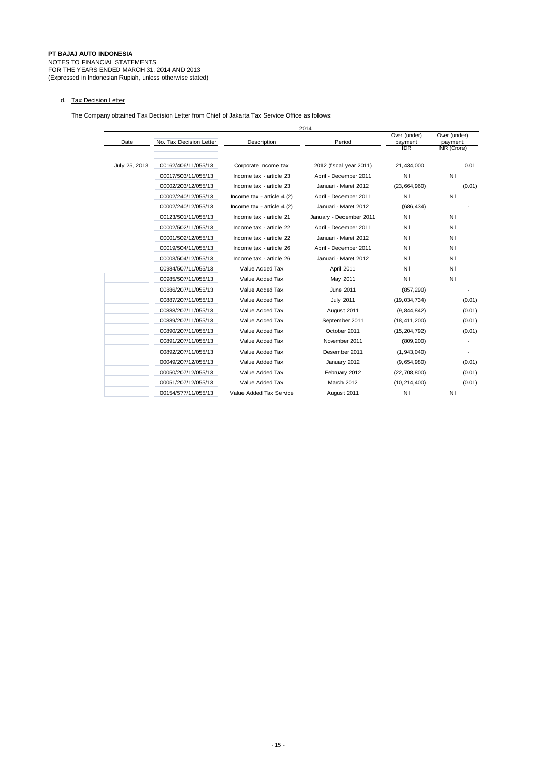**PT BAJAJ AUTO INDONESIA**
NOTES TO FINANCIAL STATEMENTS
FOR THE YEARS ENDED MARCH 31, 2014 AND 2013
(Expressed in Indonesian Rupiah, unless otherwise stated)

d. Tax Decision Letter

The Company obtained Tax Decision Letter from Chief of Jakarta Tax Service Office as follows:

| | | 2014 | | | |
|---|---|---|---|---|---|
| Date | No. Tax Decision Letter | Description | Period | Over (under) payment IDR | Over (under) payment INR (Crore) |
| July 25, 2013 | 00162/406/11/055/13 | Corporate income tax | 2012 (fiscal year 2011) | 21,434,000 | 0.01 |
| | 00017/503/11/055/13 | Income tax - article 23 | April - December 2011 | Nil | Nil |
| | 00002/203/12/055/13 | Income tax - article 23 | Januari - Maret 2012 | (23,664,960) | (0.01) |
| | 00002/240/12/055/13 | Income tax - article 4 (2) | April - December 2011 | Nil | Nil |
| | 00002/240/12/055/13 | Income tax - article 4 (2) | Januari - Maret 2012 | (686,434) | - |
| | 00123/501/11/055/13 | Income tax - article 21 | January - December 2011 | Nil | Nil |
| | 00002/502/11/055/13 | Income tax - article 22 | April - December 2011 | Nil | Nil |
| | 00001/502/12/055/13 | Income tax - article 22 | Januari - Maret 2012 | Nil | Nil |
| | 00019/504/11/055/13 | Income tax - article 26 | April - December 2011 | Nil | Nil |
| | 00003/504/12/055/13 | Income tax - article 26 | Januari - Maret 2012 | Nil | Nil |
| | 00984/507/11/055/13 | Value Added Tax | April 2011 | Nil | Nil |
| | 00985/507/11/055/13 | Value Added Tax | May 2011 | Nil | Nil |
| | 00886/207/11/055/13 | Value Added Tax | June 2011 | (857,290) | - |
| | 00887/207/11/055/13 | Value Added Tax | July 2011 | (19,034,734) | (0.01) |
| | 00888/207/11/055/13 | Value Added Tax | August 2011 | (9,844,842) | (0.01) |
| | 00889/207/11/055/13 | Value Added Tax | September 2011 | (18,411,200) | (0.01) |
| | 00890/207/11/055/13 | Value Added Tax | October 2011 | (15,204,792) | (0.01) |
| | 00891/207/11/055/13 | Value Added Tax | November 2011 | (809,200) | - |
| | 00892/207/11/055/13 | Value Added Tax | Desember 2011 | (1,943,040) | - |
| | 00049/207/12/055/13 | Value Added Tax | January 2012 | (9,654,980) | (0.01) |
| | 00050/207/12/055/13 | Value Added Tax | February 2012 | (22,708,800) | (0.01) |
| | 00051/207/12/055/13 | Value Added Tax | March 2012 | (10,214,400) | (0.01) |
| | 00154/577/11/055/13 | Value Added Tax Service | August 2011 | Nil | Nil |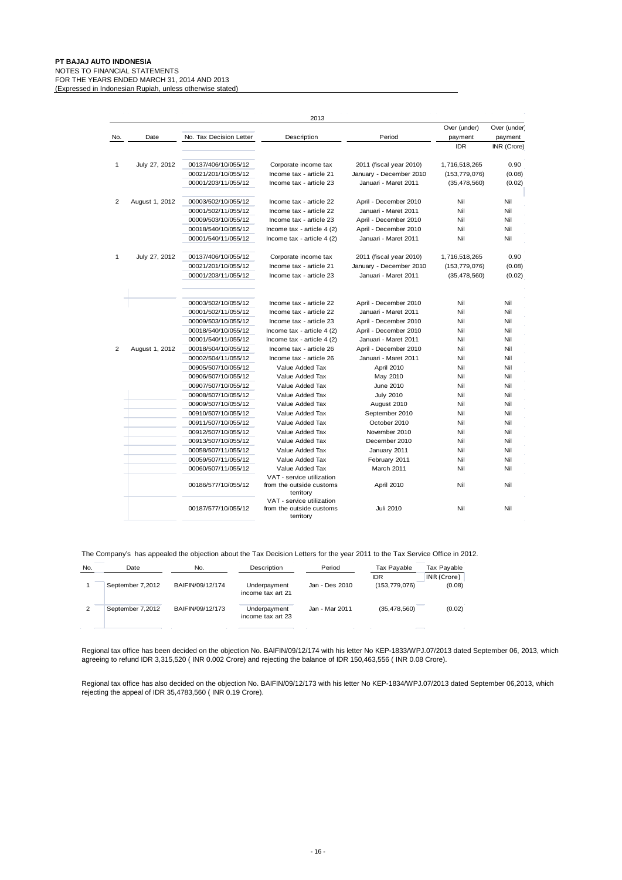**PT BAJAJ AUTO INDONESIA**
NOTES TO FINANCIAL STATEMENTS
FOR THE YEARS ENDED MARCH 31, 2014 AND 2013
(Expressed in Indonesian Rupiah, unless otherwise stated)

| | | | 2013 | | | |
|---|---|---|---|---|---|---|
| No. | Date | No. Tax Decision Letter | Description | Period | Over (under) payment | Over (under) payment |
| | | | | | IDR | INR (Crore) |
| 1 | July 27, 2012 | 00137/406/10/055/12 | Corporate income tax | 2011 (fiscal year 2010) | 1,716,518,265 | 0.90 |
| | | 00021/201/10/055/12 | Income tax - article 21 | January - December 2010 | (153,779,076) | (0.08) |
| | | 00001/203/11/055/12 | Income tax - article 23 | Januari - Maret 2011 | (35,478,560) | (0.02) |
| 2 | August 1, 2012 | 00003/502/10/055/12 | Income tax - article 22 | April - December 2010 | Nil | Nil |
| | | 00001/502/11/055/12 | Income tax - article 22 | Januari - Maret 2011 | Nil | Nil |
| | | 00009/503/10/055/12 | Income tax - article 23 | April - December 2010 | Nil | Nil |
| | | 00018/540/10/055/12 | Income tax - article 4 (2) | April - December 2010 | Nil | Nil |
| | | 00001/540/11/055/12 | Income tax - article 4 (2) | Januari - Maret 2011 | Nil | Nil |
| 1 | July 27, 2012 | 00137/406/10/055/12 | Corporate income tax | 2011 (fiscal year 2010) | 1,716,518,265 | 0.90 |
| | | 00021/201/10/055/12 | Income tax - article 21 | January - December 2010 | (153,779,076) | (0.08) |
| | | 00001/203/11/055/12 | Income tax - article 23 | Januari - Maret 2011 | (35,478,560) | (0.02) |
| | | 00003/502/10/055/12 | Income tax - article 22 | April - December 2010 | Nil | Nil |
| | | 00001/502/11/055/12 | Income tax - article 22 | Januari - Maret 2011 | Nil | Nil |
| | | 00009/503/10/055/12 | Income tax - article 23 | April - December 2010 | Nil | Nil |
| | | 00018/540/10/055/12 | Income tax - article 4 (2) | April - December 2010 | Nil | Nil |
| | | 00001/540/11/055/12 | Income tax - article 4 (2) | Januari - Maret 2011 | Nil | Nil |
| 2 | August 1, 2012 | 00018/504/10/055/12 | Income tax - article 26 | April - December 2010 | Nil | Nil |
| | | 00002/504/11/055/12 | Income tax - article 26 | Januari - Maret 2011 | Nil | Nil |
| | | 00905/507/10/055/12 | Value Added Tax | April 2010 | Nil | Nil |
| | | 00906/507/10/055/12 | Value Added Tax | May 2010 | Nil | Nil |
| | | 00907/507/10/055/12 | Value Added Tax | June 2010 | Nil | Nil |
| | | 00908/507/10/055/12 | Value Added Tax | July 2010 | Nil | Nil |
| | | 00909/507/10/055/12 | Value Added Tax | August 2010 | Nil | Nil |
| | | 00910/507/10/055/12 | Value Added Tax | September 2010 | Nil | Nil |
| | | 00911/507/10/055/12 | Value Added Tax | October 2010 | Nil | Nil |
| | | 00912/507/10/055/12 | Value Added Tax | November 2010 | Nil | Nil |
| | | 00913/507/10/055/12 | Value Added Tax | December 2010 | Nil | Nil |
| | | 00058/507/11/055/12 | Value Added Tax | January 2011 | Nil | Nil |
| | | 00059/507/11/055/12 | Value Added Tax | February 2011 | Nil | Nil |
| | | 00060/507/11/055/12 | Value Added Tax | March 2011 | Nil | Nil |
| | | 00186/577/10/055/12 | VAT - service utilization from the outside customs territory | April 2010 | Nil | Nil |
| | | 00187/577/10/055/12 | VAT - service utilization from the outside customs territory | Juli 2010 | Nil | Nil |

The Company's has appealed the objection about the Tax Decision Letters for the year 2011 to the Tax Service Office in 2012.

| No. | Date | No. | Description | Period | Tax Payable | Tax Payable |
|---|---|---|---|---|---|---|
| | | | | | IDR | INR (Crore) |
| 1 | September 7,2012 | BAIFIN/09/12/174 | Underpayment income tax art 21 | Jan - Des 2010 | (153,779,076) | (0.08) |
| 2 | September 7,2012 | BAIFIN/09/12/173 | Underpayment income tax art 23 | Jan - Mar 2011 | (35,478,560) | (0.02) |

Regional tax office has been decided on the objection No. BAIFIN/09/12/174 with his letter No KEP-1833/WPJ.07/2013 dated September 06, 2013, which agreeing to refund IDR 3,315,520 ( INR 0.002 Crore) and rejecting the balance of IDR 150,463,556 ( INR 0.08 Crore).

Regional tax office has also decided on the objection No. BAIFIN/09/12/173 with his letter No KEP-1834/WPJ.07/2013 dated September 06,2013, which rejecting the appeal of IDR 35,4783,560 ( INR 0.19 Crore).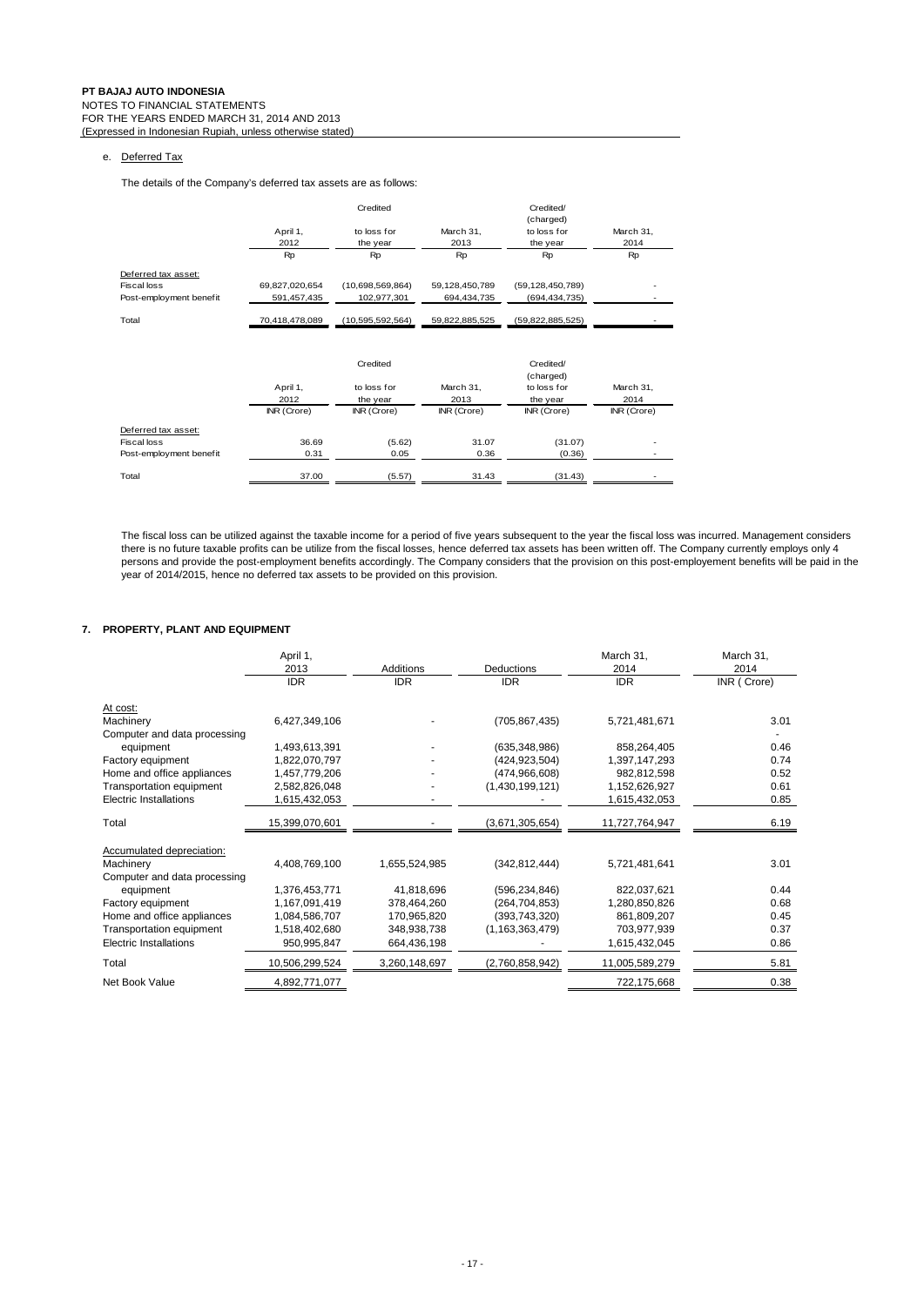e. Deferred Tax

The details of the Company's deferred tax assets are as follows:

| | April 1, 2012 | Credited to loss for the year | March 31, 2013 | Credited/ (charged) to loss for the year | March 31, 2014 |
|---|---|---|---|---|---|
| | Rp | Rp | Rp | Rp | Rp |
| Deferred tax asset: | | | | | |
| Fiscal loss | 69,827,020,654 | (10,698,569,864) | 59,128,450,789 | (59,128,450,789) | - |
| Post-employment benefit | 591,457,435 | 102,977,301 | 694,434,735 | (694,434,735) | - |
| Total | 70,418,478,089 | (10,595,592,564) | 59,822,885,525 | (59,822,885,525) | - |

| | April 1, 2012 | Credited to loss for the year | March 31, 2013 | Credited/ (charged) to loss for the year | March 31, 2014 |
|---|---|---|---|---|---|
| | INR (Crore) | INR (Crore) | INR (Crore) | INR (Crore) | INR (Crore) |
| Deferred tax asset: | | | | | |
| Fiscal loss | 36.69 | (5.62) | 31.07 | (31.07) | - |
| Post-employment benefit | 0.31 | 0.05 | 0.36 | (0.36) | - |
| Total | 37.00 | (5.57) | 31.43 | (31.43) | - |

The fiscal loss can be utilized against the taxable income for a period of five years subsequent to the year the fiscal loss was incurred. Management considers there is no future taxable profits can be utilize from the fiscal losses, hence deferred tax assets has been written off. The Company currently employs only 4 persons and provide the post-employment benefits accordingly. The Company considers that the provision on this post-employement benefits will be paid in the year of 2014/2015, hence no deferred tax assets to be provided on this provision.

## 7. PROPERTY, PLANT AND EQUIPMENT

| | April 1, 2013 | Additions | Deductions | March 31, 2014 | March 31, 2014 |
|---|---|---|---|---|---|
| | IDR | IDR | IDR | IDR | INR ( Crore) |
| At cost: | | | | | |
| Machinery | 6,427,349,106 | - | (705,867,435) | 5,721,481,671 | 3.01 |
| Computer and data processing equipment | 1,493,613,391 | - | (635,348,986) | 858,264,405 | 0.46 |
| Factory equipment | 1,822,070,797 | - | (424,923,504) | 1,397,147,293 | 0.74 |
| Home and office appliances | 1,457,779,206 | - | (474,966,608) | 982,812,598 | 0.52 |
| Transportation equipment | 2,582,826,048 | - | (1,430,199,121) | 1,152,626,927 | 0.61 |
| Electric Installations | 1,615,432,053 | - | - | 1,615,432,053 | 0.85 |
| Total | 15,399,070,601 | - | (3,671,305,654) | 11,727,764,947 | 6.19 |
| Accumulated depreciation: | | | | | |
| Machinery | 4,408,769,100 | 1,655,524,985 | (342,812,444) | 5,721,481,641 | 3.01 |
| Computer and data processing equipment | 1,376,453,771 | 41,818,696 | (596,234,846) | 822,037,621 | 0.44 |
| Factory equipment | 1,167,091,419 | 378,464,260 | (264,704,853) | 1,280,850,826 | 0.68 |
| Home and office appliances | 1,084,586,707 | 170,965,820 | (393,743,320) | 861,809,207 | 0.45 |
| Transportation equipment | 1,518,402,680 | 348,938,738 | (1,163,363,479) | 703,977,939 | 0.37 |
| Electric Installations | 950,995,847 | 664,436,198 | - | 1,615,432,045 | 0.86 |
| Total | 10,506,299,524 | 3,260,148,697 | (2,760,858,942) | 11,005,589,279 | 5.81 |
| Net Book Value | 4,892,771,077 | | | 722,175,668 | 0.38 |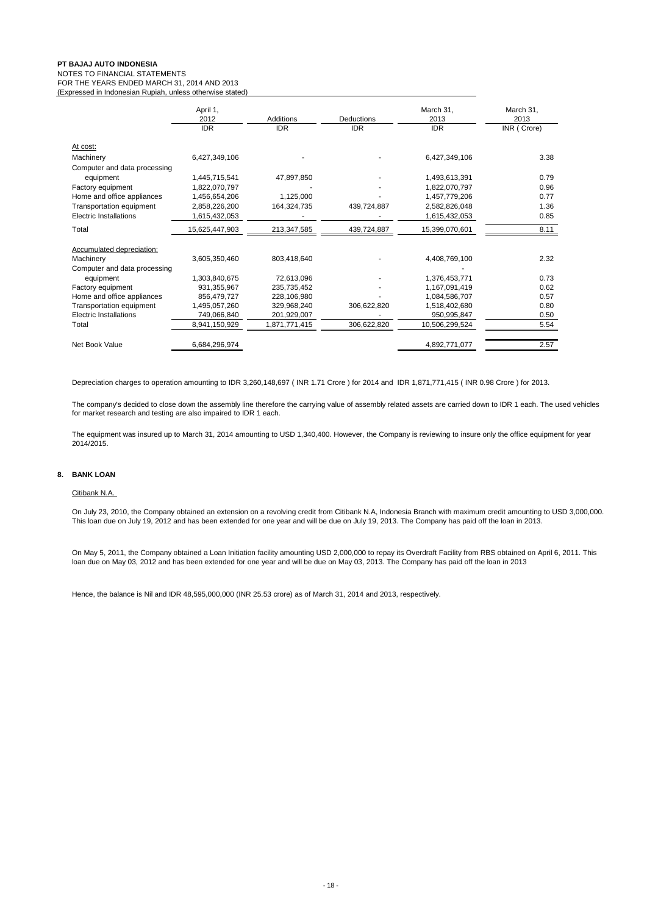**PT BAJAJ AUTO INDONESIA**
NOTES TO FINANCIAL STATEMENTS
FOR THE YEARS ENDED MARCH 31, 2014 AND 2013
(Expressed in Indonesian Rupiah, unless otherwise stated)

| | April 1, 2012 | Additions | Deductions | March 31, 2013 | March 31, 2013 |
|---|---|---|---|---|---|
| | IDR | IDR | IDR | IDR | INR ( Crore) |
| At cost: | | | | | |
| Machinery | 6,427,349,106 | - | - | 6,427,349,106 | 3.38 |
| Computer and data processing equipment | 1,445,715,541 | 47,897,850 | - | 1,493,613,391 | 0.79 |
| Factory equipment | 1,822,070,797 | - | - | 1,822,070,797 | 0.96 |
| Home and office appliances | 1,456,654,206 | 1,125,000 | - | 1,457,779,206 | 0.77 |
| Transportation equipment | 2,858,226,200 | 164,324,735 | 439,724,887 | 2,582,826,048 | 1.36 |
| Electric Installations | 1,615,432,053 | - | - | 1,615,432,053 | 0.85 |
| Total | 15,625,447,903 | 213,347,585 | 439,724,887 | 15,399,070,601 | 8.11 |
| Accumulated depreciation: | | | | | |
| Machinery | 3,605,350,460 | 803,418,640 | - | 4,408,769,100 | 2.32 |
| Computer and data processing equipment | 1,303,840,675 | 72,613,096 | - | 1,376,453,771 | 0.73 |
| Factory equipment | 931,355,967 | 235,735,452 | - | 1,167,091,419 | 0.62 |
| Home and office appliances | 856,479,727 | 228,106,980 | - | 1,084,586,707 | 0.57 |
| Transportation equipment | 1,495,057,260 | 329,968,240 | 306,622,820 | 1,518,402,680 | 0.80 |
| Electric Installations | 749,066,840 | 201,929,007 | - | 950,995,847 | 0.50 |
| Total | 8,941,150,929 | 1,871,771,415 | 306,622,820 | 10,506,299,524 | 5.54 |
| Net Book Value | 6,684,296,974 | | | 4,892,771,077 | 2.57 |

Depreciation charges to operation amounting to IDR 3,260,148,697 ( INR 1.71 Crore ) for 2014 and IDR 1,871,771,415 ( INR 0.98 Crore ) for 2013.

The company's decided to close down the assembly line therefore the carrying value of assembly related assets are carried down to IDR 1 each. The used vehicles for market research and testing are also impaired to IDR 1 each.

The equipment was insured up to March 31, 2014 amounting to USD 1,340,400. However, the Company is reviewing to insure only the office equipment for year 2014/2015.

## 8. BANK LOAN

Citibank N.A.

On July 23, 2010, the Company obtained an extension on a revolving credit from Citibank N.A, Indonesia Branch with maximum credit amounting to USD 3,000,000. This loan due on July 19, 2012 and has been extended for one year and will be due on July 19, 2013. The Company has paid off the loan in 2013.

On May 5, 2011, the Company obtained a Loan Initiation facility amounting USD 2,000,000 to repay its Overdraft Facility from RBS obtained on April 6, 2011. This loan due on May 03, 2012 and has been extended for one year and will be due on May 03, 2013. The Company has paid off the loan in 2013

Hence, the balance is Nil and IDR 48,595,000,000 (INR 25.53 crore) as of March 31, 2014 and 2013, respectively.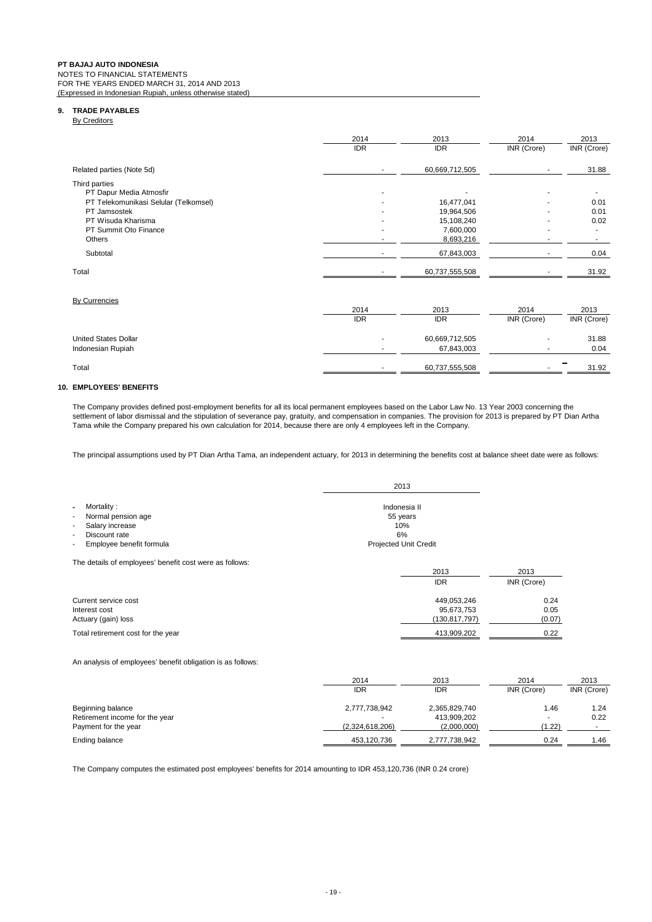**PT BAJAJ AUTO INDONESIA**
NOTES TO FINANCIAL STATEMENTS
FOR THE YEARS ENDED MARCH 31, 2014 AND 2013
(Expressed in Indonesian Rupiah, unless otherwise stated)

## 9. TRADE PAYABLES

By Creditors

| | 2014<br>IDR | 2013<br>IDR | 2014<br>INR (Crore) | 2013<br>INR (Crore) |
|---|---|---|---|---|
| Related parties (Note 5d) | - | 60,669,712,505 | - | 31.88 |
| Third parties | | | | |
| PT Dapur Media Atmosfir | - | - | - | - |
| PT Telekomunikasi Selular (Telkomsel) | - | 16,477,041 | - | 0.01 |
| PT Jamsostek | - | 19,964,506 | - | 0.01 |
| PT Wisuda Kharisma | - | 15,108,240 | - | 0.02 |
| PT Summit Oto Finance | - | 7,600,000 | - | - |
| Others | - | 8,693,216 | - | - |
| Subtotal | - | 67,843,003 | - | 0.04 |
| Total | - | 60,737,555,508 | - | 31.92 |

By Currencies

| | 2014<br>IDR | 2013<br>IDR | 2014<br>INR (Crore) | 2013<br>INR (Crore) |
|---|---|---|---|---|
| United States Dollar | - | 60,669,712,505 | - | 31.88 |
| Indonesian Rupiah | - | 67,843,003 | - | 0.04 |
| Total | - | 60,737,555,508 | - | 31.92 |

## 10. EMPLOYEES' BENEFITS

The Company provides defined post-employment benefits for all its local permanent employees based on the Labor Law No. 13 Year 2003 concerning the settlement of labor dismissal and the stipulation of severance pay, gratuity, and compensation in companies. The provision for 2013 is prepared by PT Dian Artha Tama while the Company prepared his own calculation for 2014, because there are only 4 employees left in the Company.

The principal assumptions used by PT Dian Artha Tama, an independent actuary, for 2013 in determining the benefits cost at balance sheet date were as follows:

| | 2013 |
|---|---|
| - Mortality : | Indonesia II |
| - Normal pension age | 55 years |
| - Salary increase | 10% |
| - Discount rate | 6% |
| - Employee benefit formula | Projected Unit Credit |

The details of employees' benefit cost were as follows:

| | 2013<br>IDR | 2013<br>INR (Crore) |
|---|---|---|
| Current service cost | 449,053,246 | 0.24 |
| Interest cost | 95,673,753 | 0.05 |
| Actuary (gain) loss | (130,817,797) | (0.07) |
| Total retirement cost for the year | 413,909,202 | 0.22 |

An analysis of employees' benefit obligation is as follows:

| | 2014<br>IDR | 2013<br>IDR | 2014<br>INR (Crore) | 2013<br>INR (Crore) |
|---|---|---|---|---|
| Beginning balance | 2,777,738,942 | 2,365,829,740 | 1.46 | 1.24 |
| Retirement income for the year | - | 413,909,202 | - | 0.22 |
| Payment for the year | (2,324,618,206) | (2,000,000) | (1.22) | - |
| Ending balance | 453,120,736 | 2,777,738,942 | 0.24 | 1.46 |

The Company computes the estimated post employees' benefits for 2014 amounting to IDR 453,120,736 (INR 0.24 crore)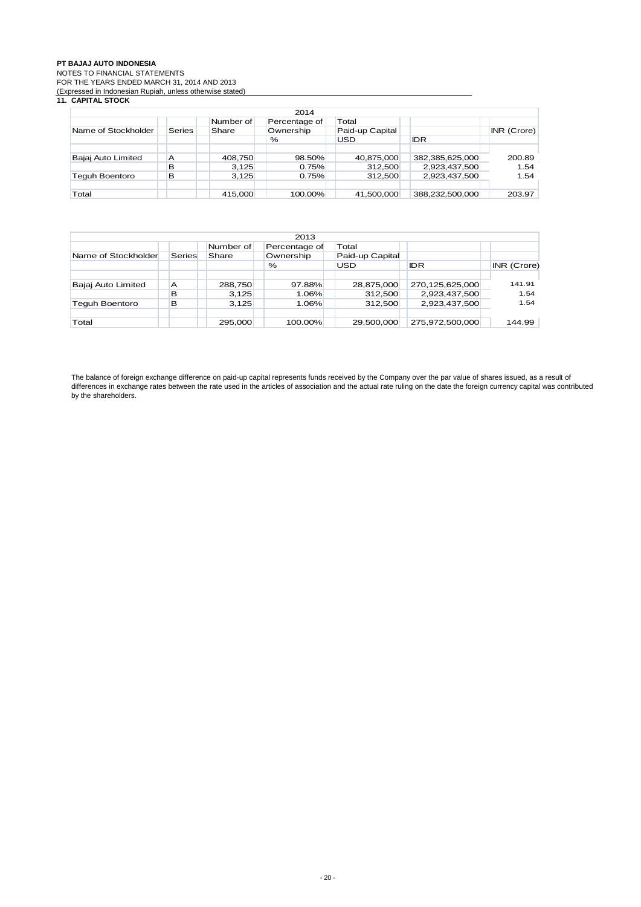**PT BAJAJ AUTO INDONESIA**
NOTES TO FINANCIAL STATEMENTS
FOR THE YEARS ENDED MARCH 31, 2014 AND 2013
(Expressed in Indonesian Rupiah, unless otherwise stated)

## 11. CAPITAL STOCK

| 2014 | | | | | | |
|---|---|---|---|---|---|---|
| Name of Stockholder | Series | Number of Share | Percentage of Ownership | Total Paid-up Capital | | INR (Crore) |
| | | | % | USD | IDR | |
| Bajaj Auto Limited | A | 408,750 | 98.50% | 40,875,000 | 382,385,625,000 | 200.89 |
| | B | 3,125 | 0.75% | 312,500 | 2,923,437,500 | 1.54 |
| Teguh Boentoro | B | 3,125 | 0.75% | 312,500 | 2,923,437,500 | 1.54 |
| Total | | 415,000 | 100.00% | 41,500,000 | 388,232,500,000 | 203.97 |

| 2013 | | | | | | |
|---|---|---|---|---|---|---|
| Name of Stockholder | Series | Number of Share | Percentage of Ownership | Total Paid-up Capital | | |
| | | | % | USD | IDR | INR (Crore) |
| Bajaj Auto Limited | A | 288,750 | 97.88% | 28,875,000 | 270,125,625,000 | 141.91 |
| | B | 3,125 | 1.06% | 312,500 | 2,923,437,500 | 1.54 |
| Teguh Boentoro | B | 3,125 | 1.06% | 312,500 | 2,923,437,500 | 1.54 |
| Total | | 295,000 | 100.00% | 29,500,000 | 275,972,500,000 | 144.99 |

The balance of foreign exchange difference on paid-up capital represents funds received by the Company over the par value of shares issued, as a result of differences in exchange rates between the rate used in the articles of association and the actual rate ruling on the date the foreign currency capital was contributed by the shareholders.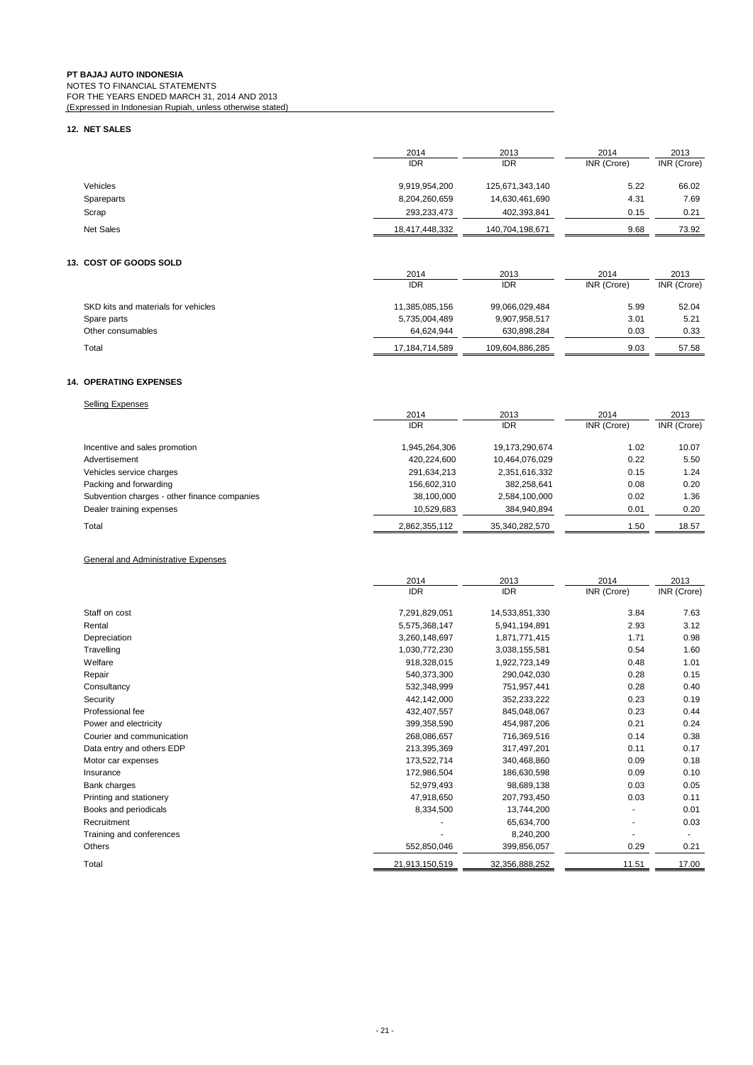**PT BAJAJ AUTO INDONESIA**
NOTES TO FINANCIAL STATEMENTS
FOR THE YEARS ENDED MARCH 31, 2014 AND 2013
(Expressed in Indonesian Rupiah, unless otherwise stated)

## 12. NET SALES

| | 2014 IDR | 2013 IDR | 2014 INR (Crore) | 2013 INR (Crore) |
|---|---|---|---|---|
| Vehicles | 9,919,954,200 | 125,671,343,140 | 5.22 | 66.02 |
| Spareparts | 8,204,260,659 | 14,630,461,690 | 4.31 | 7.69 |
| Scrap | 293,233,473 | 402,393,841 | 0.15 | 0.21 |
| Net Sales | 18,417,448,332 | 140,704,198,671 | 9.68 | 73.92 |

## 13. COST OF GOODS SOLD

| | 2014 IDR | 2013 IDR | 2014 INR (Crore) | 2013 INR (Crore) |
|---|---|---|---|---|
| SKD kits and materials for vehicles | 11,385,085,156 | 99,066,029,484 | 5.99 | 52.04 |
| Spare parts | 5,735,004,489 | 9,907,958,517 | 3.01 | 5.21 |
| Other consumables | 64,624,944 | 630,898,284 | 0.03 | 0.33 |
| Total | 17,184,714,589 | 109,604,886,285 | 9.03 | 57.58 |

## 14. OPERATING EXPENSES

Selling Expenses

| | 2014 IDR | 2013 IDR | 2014 INR (Crore) | 2013 INR (Crore) |
|---|---|---|---|---|
| Incentive and sales promotion | 1,945,264,306 | 19,173,290,674 | 1.02 | 10.07 |
| Advertisement | 420,224,600 | 10,464,076,029 | 0.22 | 5.50 |
| Vehicles service charges | 291,634,213 | 2,351,616,332 | 0.15 | 1.24 |
| Packing and forwarding | 156,602,310 | 382,258,641 | 0.08 | 0.20 |
| Subvention charges - other finance companies | 38,100,000 | 2,584,100,000 | 0.02 | 1.36 |
| Dealer training expenses | 10,529,683 | 384,940,894 | 0.01 | 0.20 |
| Total | 2,862,355,112 | 35,340,282,570 | 1.50 | 18.57 |

General and Administrative Expenses

| | 2014 IDR | 2013 IDR | 2014 INR (Crore) | 2013 INR (Crore) |
|---|---|---|---|---|
| Staff on cost | 7,291,829,051 | 14,533,851,330 | 3.84 | 7.63 |
| Rental | 5,575,368,147 | 5,941,194,891 | 2.93 | 3.12 |
| Depreciation | 3,260,148,697 | 1,871,771,415 | 1.71 | 0.98 |
| Travelling | 1,030,772,230 | 3,038,155,581 | 0.54 | 1.60 |
| Welfare | 918,328,015 | 1,922,723,149 | 0.48 | 1.01 |
| Repair | 540,373,300 | 290,042,030 | 0.28 | 0.15 |
| Consultancy | 532,348,999 | 751,957,441 | 0.28 | 0.40 |
| Security | 442,142,000 | 352,233,222 | 0.23 | 0.19 |
| Professional fee | 432,407,557 | 845,048,067 | 0.23 | 0.44 |
| Power and electricity | 399,358,590 | 454,987,206 | 0.21 | 0.24 |
| Courier and communication | 268,086,657 | 716,369,516 | 0.14 | 0.38 |
| Data entry and others EDP | 213,395,369 | 317,497,201 | 0.11 | 0.17 |
| Motor car expenses | 173,522,714 | 340,468,860 | 0.09 | 0.18 |
| Insurance | 172,986,504 | 186,630,598 | 0.09 | 0.10 |
| Bank charges | 52,979,493 | 98,689,138 | 0.03 | 0.05 |
| Printing and stationery | 47,918,650 | 207,793,450 | 0.03 | 0.11 |
| Books and periodicals | 8,334,500 | 13,744,200 | - | 0.01 |
| Recruitment | - | 65,634,700 | - | 0.03 |
| Training and conferences | - | 8,240,200 | - | - |
| Others | 552,850,046 | 399,856,057 | 0.29 | 0.21 |
| Total | 21,913,150,519 | 32,356,888,252 | 11.51 | 17.00 |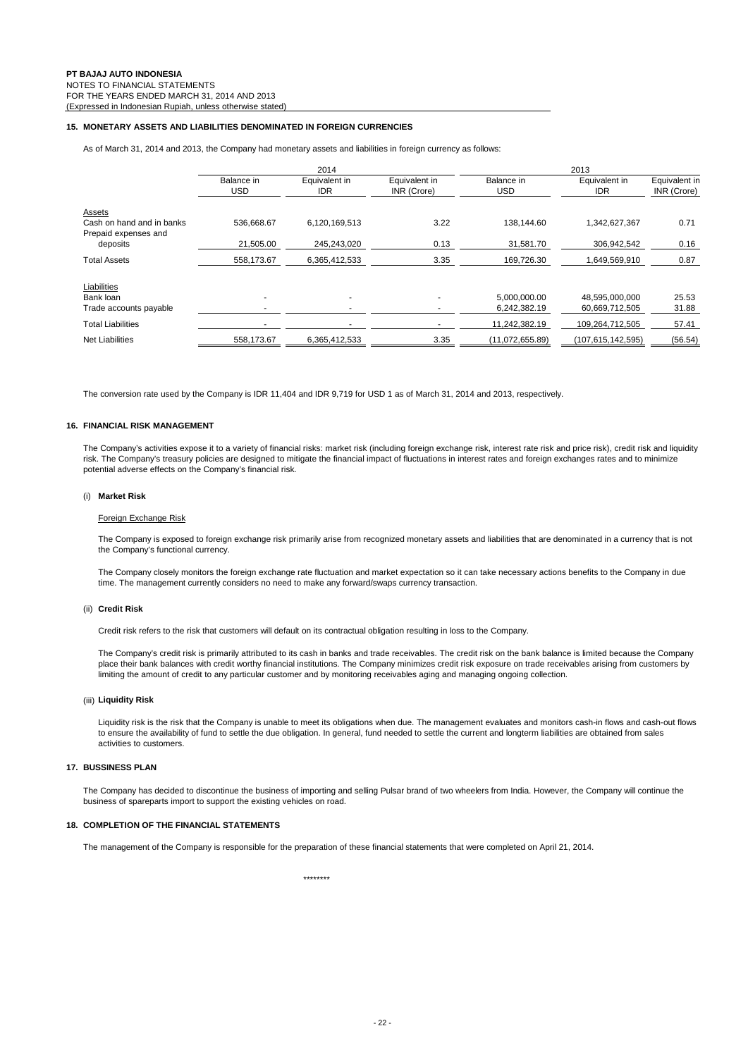**PT BAJAJ AUTO INDONESIA**
NOTES TO FINANCIAL STATEMENTS
FOR THE YEARS ENDED MARCH 31, 2014 AND 2013
(Expressed in Indonesian Rupiah, unless otherwise stated)

### 15. MONETARY ASSETS AND LIABILITIES DENOMINATED IN FOREIGN CURRENCIES

As of March 31, 2014 and 2013, the Company had monetary assets and liabilities in foreign currency as follows:

| | 2014 | | | 2013 | | |
|---|---|---|---|---|---|---|
| | Balance in USD | Equivalent in IDR | Equivalent in INR (Crore) | Balance in USD | Equivalent in IDR | Equivalent in INR (Crore) |
| Assets | | | | | | |
| Cash on hand and in banks | 536,668.67 | 6,120,169,513 | 3.22 | 138,144.60 | 1,342,627,367 | 0.71 |
| Prepaid expenses and deposits | 21,505.00 | 245,243,020 | 0.13 | 31,581.70 | 306,942,542 | 0.16 |
| Total Assets | 558,173.67 | 6,365,412,533 | 3.35 | 169,726.30 | 1,649,569,910 | 0.87 |
| Liabilities | | | | | | |
| Bank loan | - | - | - | 5,000,000.00 | 48,595,000,000 | 25.53 |
| Trade accounts payable | - | - | - | 6,242,382.19 | 60,669,712,505 | 31.88 |
| Total Liabilities | - | - | - | 11,242,382.19 | 109,264,712,505 | 57.41 |
| Net Liabilities | 558,173.67 | 6,365,412,533 | 3.35 | (11,072,655.89) | (107,615,142,595) | (56.54) |

The conversion rate used by the Company is IDR 11,404 and IDR 9,719 for USD 1 as of March 31, 2014 and 2013, respectively.

### 16. FINANCIAL RISK MANAGEMENT

The Company's activities expose it to a variety of financial risks: market risk (including foreign exchange risk, interest rate risk and price risk), credit risk and liquidity risk. The Company's treasury policies are designed to mitigate the financial impact of fluctuations in interest rates and foreign exchanges rates and to minimize potential adverse effects on the Company's financial risk.

(i) **Market Risk**

Foreign Exchange Risk

The Company is exposed to foreign exchange risk primarily arise from recognized monetary assets and liabilities that are denominated in a currency that is not the Company's functional currency.

The Company closely monitors the foreign exchange rate fluctuation and market expectation so it can take necessary actions benefits to the Company in due time. The management currently considers no need to make any forward/swaps currency transaction.

(ii) **Credit Risk**

Credit risk refers to the risk that customers will default on its contractual obligation resulting in loss to the Company.

The Company's credit risk is primarily attributed to its cash in banks and trade receivables. The credit risk on the bank balance is limited because the Company place their bank balances with credit worthy financial institutions. The Company minimizes credit risk exposure on trade receivables arising from customers by limiting the amount of credit to any particular customer and by monitoring receivables aging and managing ongoing collection.

(iii) **Liquidity Risk**

Liquidity risk is the risk that the Company is unable to meet its obligations when due. The management evaluates and monitors cash-in flows and cash-out flows to ensure the availability of fund to settle the due obligation. In general, fund needed to settle the current and longterm liabilities are obtained from sales activities to customers.

### 17. BUSSINESS PLAN

The Company has decided to discontinue the business of importing and selling Pulsar brand of two wheelers from India. However, the Company will continue the business of spareparts import to support the existing vehicles on road.

### 18. COMPLETION OF THE FINANCIAL STATEMENTS

The management of the Company is responsible for the preparation of these financial statements that were completed on April 21, 2014.

********